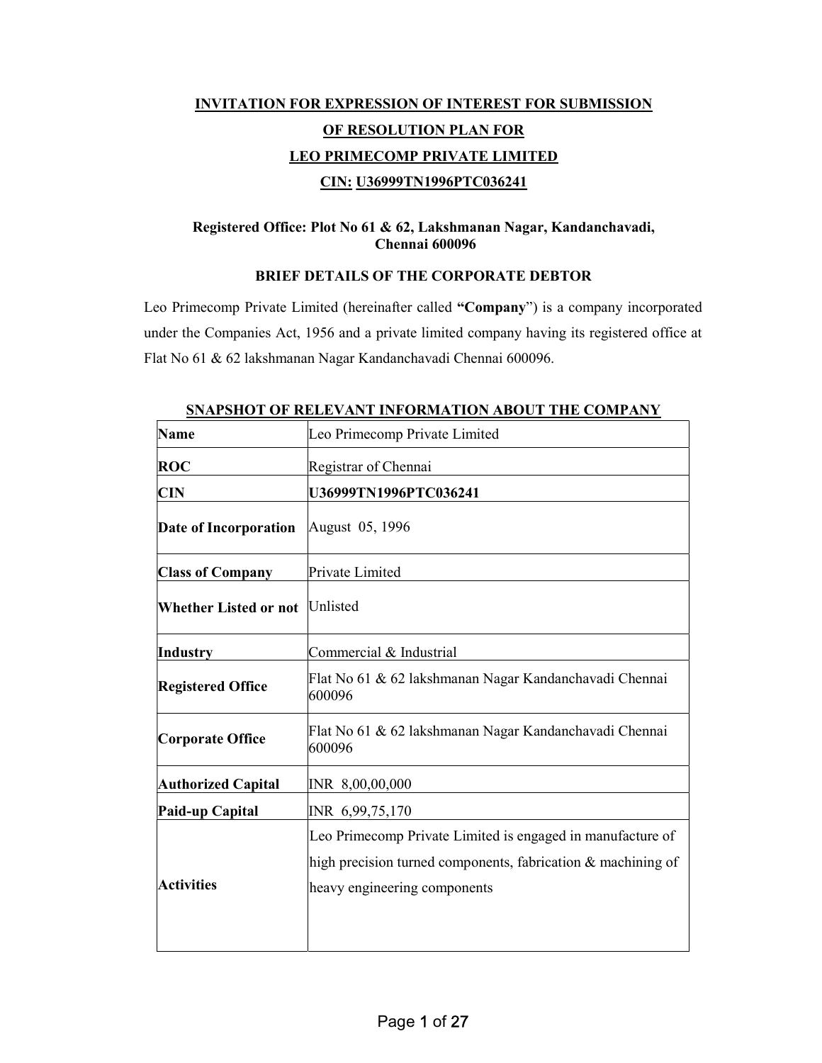# INVITATION FOR EXPRESSION OF INTEREST FOR SUBMISSION OF RESOLUTION PLAN FOR LEO PRIMECOMP PRIVATE LIMITED

## CIN: U36999TN1996PTC036241

**Registered Office: Plot No 61 & 62, Lakshmanan Nagar, Kandanchavadi, Chennai 600096**

## BRIEF DETAILS OF THE CORPORATE DEBTOR

Leo Primecomp Private Limited (hereinafter called **"Company**") is a company incorporated under the Companies Act, 1956 and a private limited company having its registered office at Flat No 61 & 62 lakshmanan Nagar Kandanchavadi Chennai 600096.

## SNAPSHOT OF RELEVANT INFORMATION ABOUT THE COMPANY

| **Name** | Leo Primecomp Private Limited |
|---|---|
| **ROC** | Registrar of Chennai |
| **CIN** | **U36999TN1996PTC036241** |
| **Date of Incorporation** | August 05, 1996 |
| **Class of Company** | Private Limited |
| **Whether Listed or not** | Unlisted |
| **Industry** | Commercial & Industrial |
| **Registered Office** | Flat No 61 & 62 lakshmanan Nagar Kandanchavadi Chennai 600096 |
| **Corporate Office** | Flat No 61 & 62 lakshmanan Nagar Kandanchavadi Chennai 600096 |
| **Authorized Capital** | INR 8,00,00,000 |
| **Paid-up Capital** | INR 6,99,75,170 |
| **Activities** | Leo Primecomp Private Limited is engaged in manufacture of high precision turned components, fabrication & machining of heavy engineering components |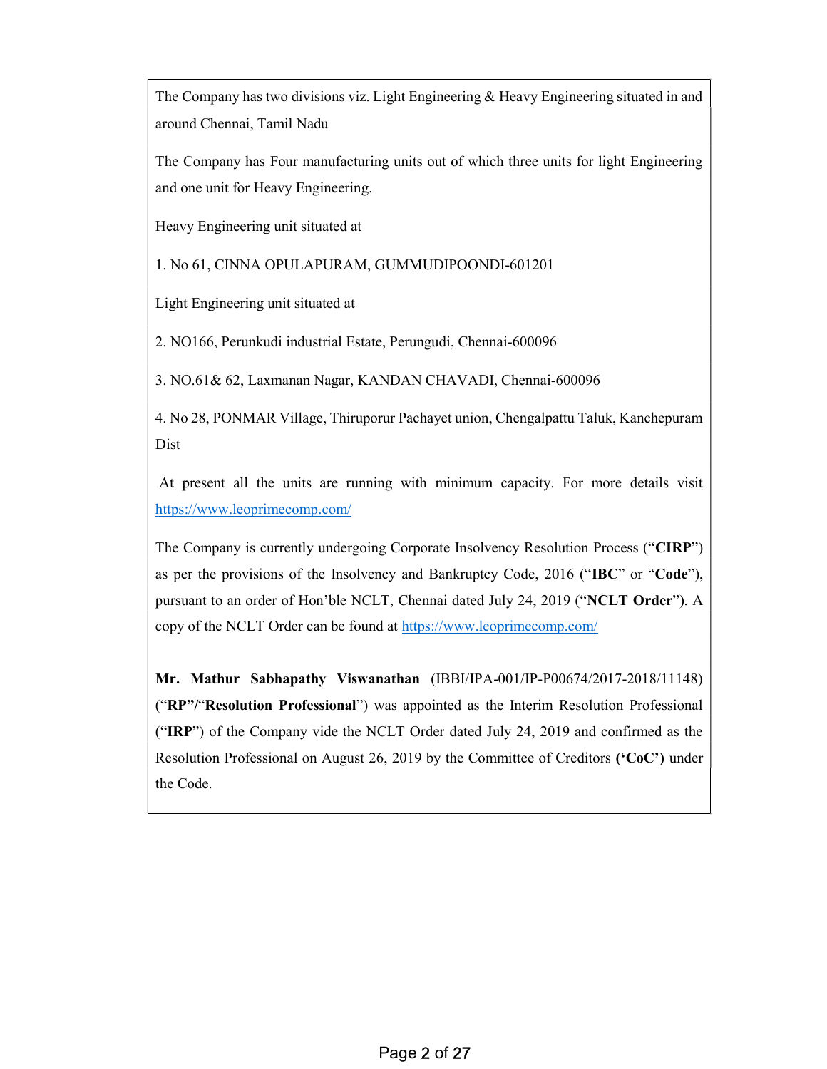The Company has two divisions viz. Light Engineering & Heavy Engineering situated in and around Chennai, Tamil Nadu

The Company has Four manufacturing units out of which three units for light Engineering and one unit for Heavy Engineering.

Heavy Engineering unit situated at

1. No 61, CINNA OPULAPURAM, GUMMUDIPOONDI-601201

Light Engineering unit situated at

2. NO166, Perunkudi industrial Estate, Perungudi, Chennai-600096

3. NO.61& 62, Laxmanan Nagar, KANDAN CHAVADI, Chennai-600096

4. No 28, PONMAR Village, Thiruporur Pachayet union, Chengalpattu Taluk, Kanchepuram Dist

At present all the units are running with minimum capacity. For more details visit https://www.leoprimecomp.com/

The Company is currently undergoing Corporate Insolvency Resolution Process ("**CIRP**") as per the provisions of the Insolvency and Bankruptcy Code, 2016 ("**IBC**" or "**Code**"), pursuant to an order of Hon'ble NCLT, Chennai dated July 24, 2019 ("**NCLT Order**"). A copy of the NCLT Order can be found at https://www.leoprimecomp.com/

**Mr. Mathur Sabhapathy Viswanathan** (IBBI/IPA-001/IP-P00674/2017-2018/11148) ("**RP"/**"**Resolution Professional**") was appointed as the Interim Resolution Professional ("**IRP**") of the Company vide the NCLT Order dated July 24, 2019 and confirmed as the Resolution Professional on August 26, 2019 by the Committee of Creditors **('CoC')** under the Code.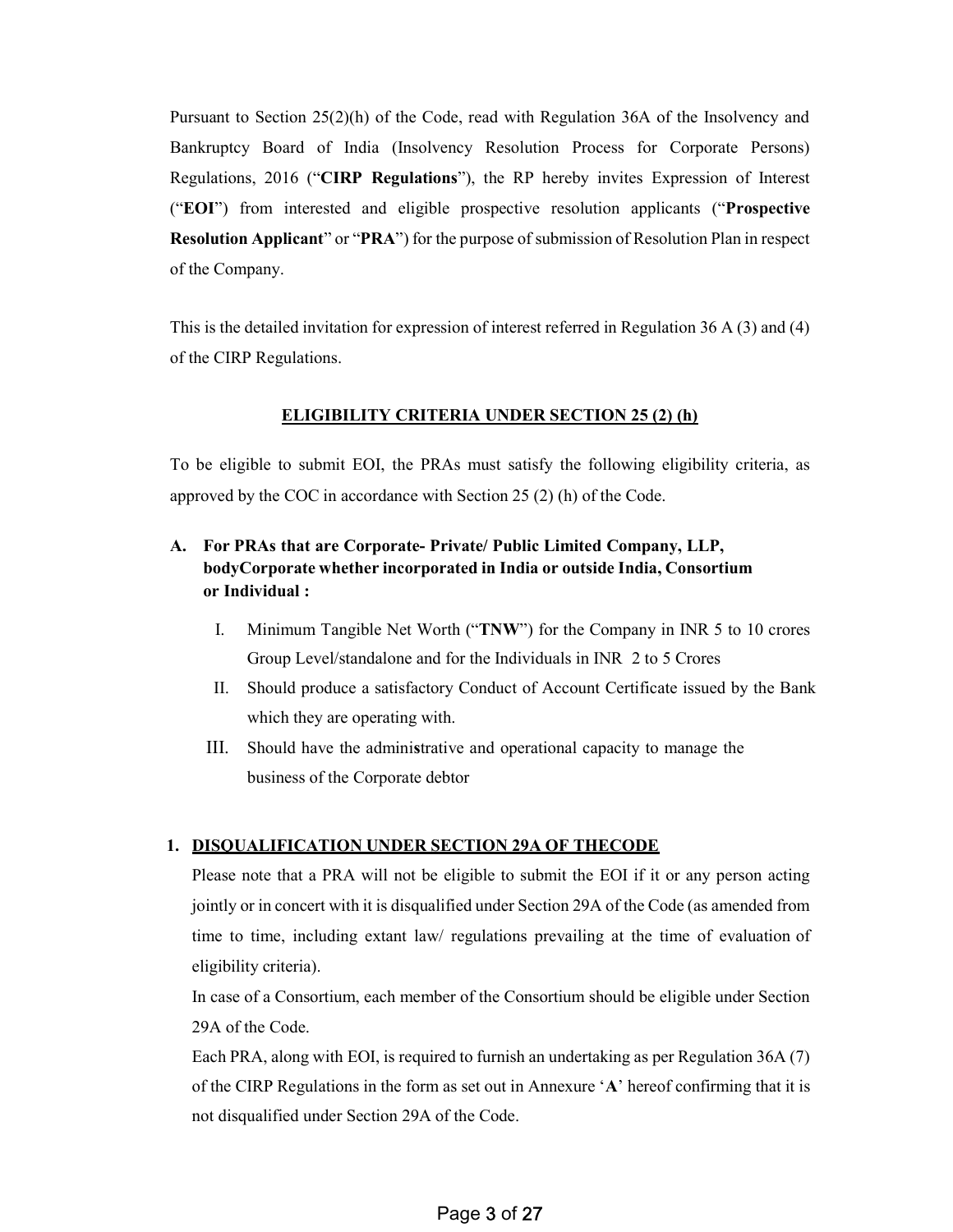Pursuant to Section 25(2)(h) of the Code, read with Regulation 36A of the Insolvency and Bankruptcy Board of India (Insolvency Resolution Process for Corporate Persons) Regulations, 2016 ("**CIRP Regulations**"), the RP hereby invites Expression of Interest ("**EOI**") from interested and eligible prospective resolution applicants ("**Prospective Resolution Applicant**" or "**PRA**") for the purpose of submission of Resolution Plan in respect of the Company.

This is the detailed invitation for expression of interest referred in Regulation 36 A (3) and (4) of the CIRP Regulations.

## ELIGIBILITY CRITERIA UNDER SECTION 25 (2) (h)

To be eligible to submit EOI, the PRAs must satisfy the following eligibility criteria, as approved by the COC in accordance with Section 25 (2) (h) of the Code.

**A. For PRAs that are Corporate- Private/ Public Limited Company, LLP, bodyCorporate whether incorporated in India or outside India, Consortium or Individual :**

I. Minimum Tangible Net Worth ("**TNW**") for the Company in INR 5 to 10 crores Group Level/standalone and for the Individuals in INR 2 to 5 Crores

II. Should produce a satisfactory Conduct of Account Certificate issued by the Bank which they are operating with.

III. Should have the administrative and operational capacity to manage the business of the Corporate debtor

**1. DISQUALIFICATION UNDER SECTION 29A OF THECODE**

Please note that a PRA will not be eligible to submit the EOI if it or any person acting jointly or in concert with it is disqualified under Section 29A of the Code (as amended from time to time, including extant law/ regulations prevailing at the time of evaluation of eligibility criteria).

In case of a Consortium, each member of the Consortium should be eligible under Section 29A of the Code.

Each PRA, along with EOI, is required to furnish an undertaking as per Regulation 36A (7) of the CIRP Regulations in the form as set out in Annexure '**A**' hereof confirming that it is not disqualified under Section 29A of the Code.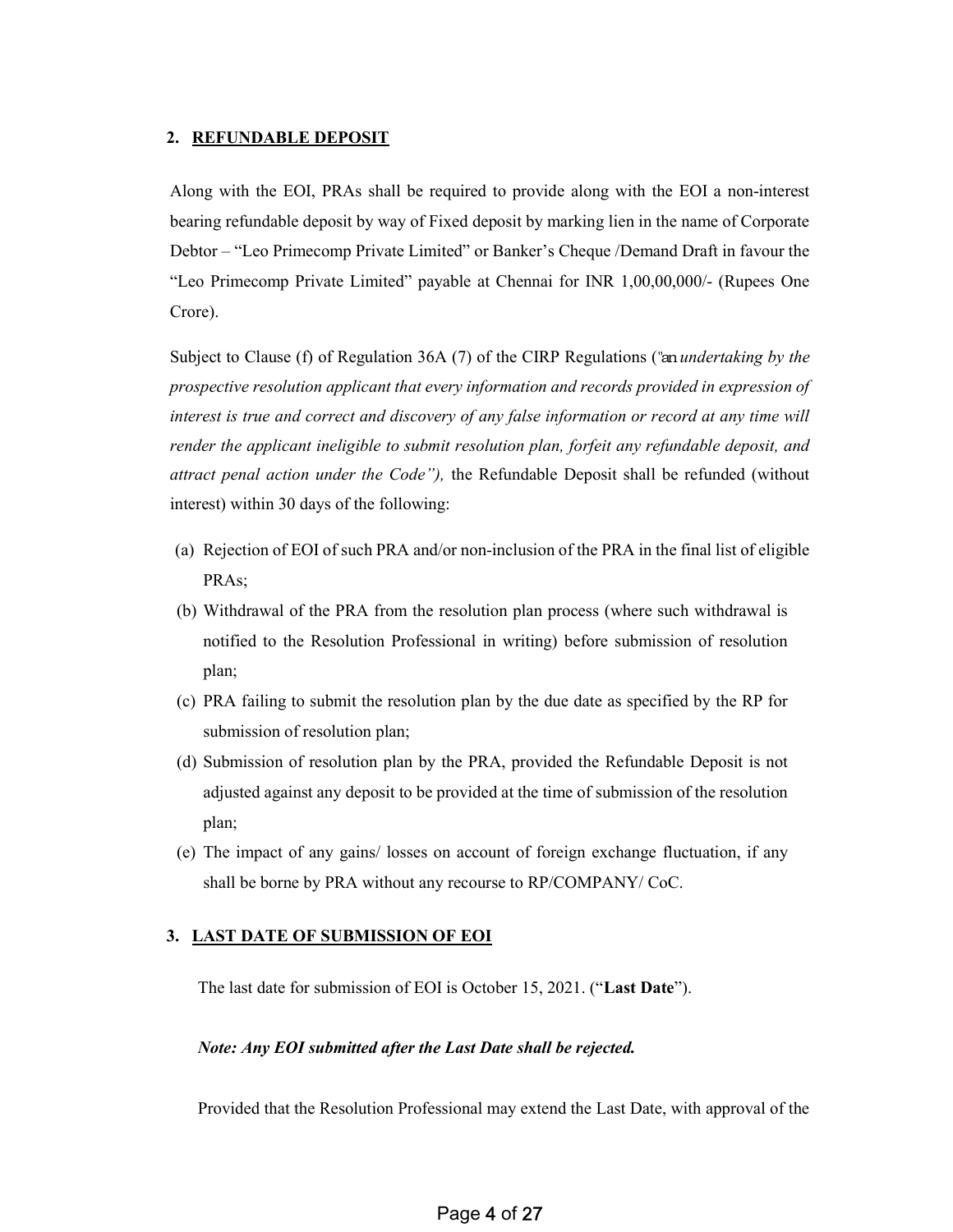## 2. REFUNDABLE DEPOSIT

Along with the EOI, PRAs shall be required to provide along with the EOI a non-interest bearing refundable deposit by way of Fixed deposit by marking lien in the name of Corporate Debtor – "Leo Primecomp Private Limited" or Banker's Cheque /Demand Draft in favour the "Leo Primecomp Private Limited" payable at Chennai for INR 1,00,00,000/- (Rupees One Crore).

Subject to Clause (f) of Regulation 36A (7) of the CIRP Regulations ("an *undertaking by the prospective resolution applicant that every information and records provided in expression of interest is true and correct and discovery of any false information or record at any time will render the applicant ineligible to submit resolution plan, forfeit any refundable deposit, and attract penal action under the Code"),* the Refundable Deposit shall be refunded (without interest) within 30 days of the following:

(a) Rejection of EOI of such PRA and/or non-inclusion of the PRA in the final list of eligible PRAs;

(b) Withdrawal of the PRA from the resolution plan process (where such withdrawal is notified to the Resolution Professional in writing) before submission of resolution plan;

(c) PRA failing to submit the resolution plan by the due date as specified by the RP for submission of resolution plan;

(d) Submission of resolution plan by the PRA, provided the Refundable Deposit is not adjusted against any deposit to be provided at the time of submission of the resolution plan;

(e) The impact of any gains/ losses on account of foreign exchange fluctuation, if any shall be borne by PRA without any recourse to RP/COMPANY/ CoC.

## 3. LAST DATE OF SUBMISSION OF EOI

The last date for submission of EOI is October 15, 2021. ("**Last Date**").

***Note: Any EOI submitted after the Last Date shall be rejected.***

Provided that the Resolution Professional may extend the Last Date, with approval of the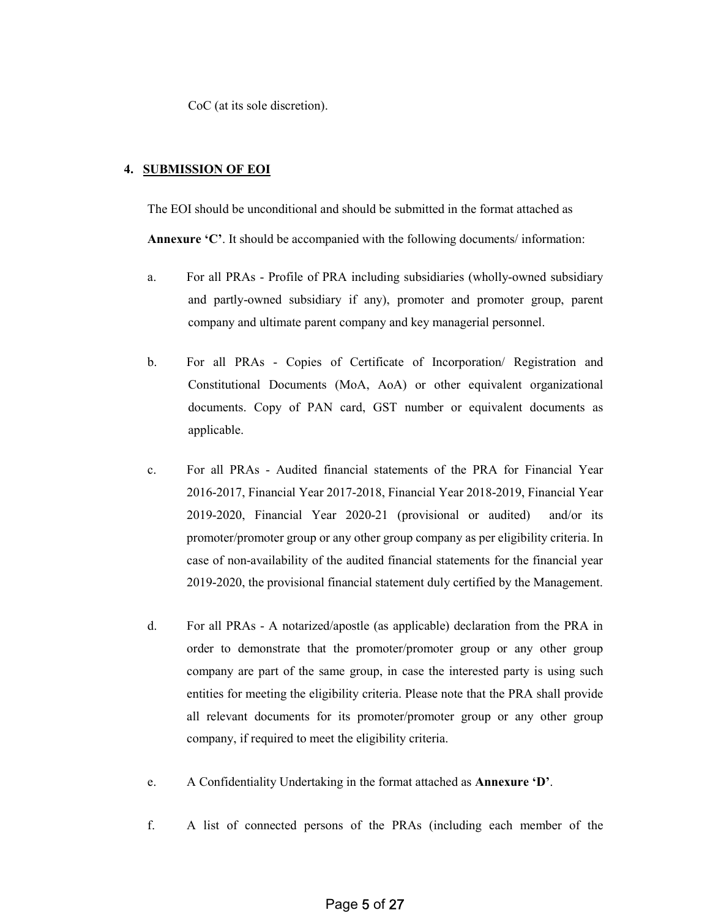CoC (at its sole discretion).

## 4. SUBMISSION OF EOI

The EOI should be unconditional and should be submitted in the format attached as **Annexure 'C'**. It should be accompanied with the following documents/ information:

a. For all PRAs - Profile of PRA including subsidiaries (wholly-owned subsidiary and partly-owned subsidiary if any), promoter and promoter group, parent company and ultimate parent company and key managerial personnel.

b. For all PRAs - Copies of Certificate of Incorporation/ Registration and Constitutional Documents (MoA, AoA) or other equivalent organizational documents. Copy of PAN card, GST number or equivalent documents as applicable.

c. For all PRAs - Audited financial statements of the PRA for Financial Year 2016-2017, Financial Year 2017-2018, Financial Year 2018-2019, Financial Year 2019-2020, Financial Year 2020-21 (provisional or audited) and/or its promoter/promoter group or any other group company as per eligibility criteria. In case of non-availability of the audited financial statements for the financial year 2019-2020, the provisional financial statement duly certified by the Management.

d. For all PRAs - A notarized/apostle (as applicable) declaration from the PRA in order to demonstrate that the promoter/promoter group or any other group company are part of the same group, in case the interested party is using such entities for meeting the eligibility criteria. Please note that the PRA shall provide all relevant documents for its promoter/promoter group or any other group company, if required to meet the eligibility criteria.

e. A Confidentiality Undertaking in the format attached as **Annexure 'D'**.

f. A list of connected persons of the PRAs (including each member of the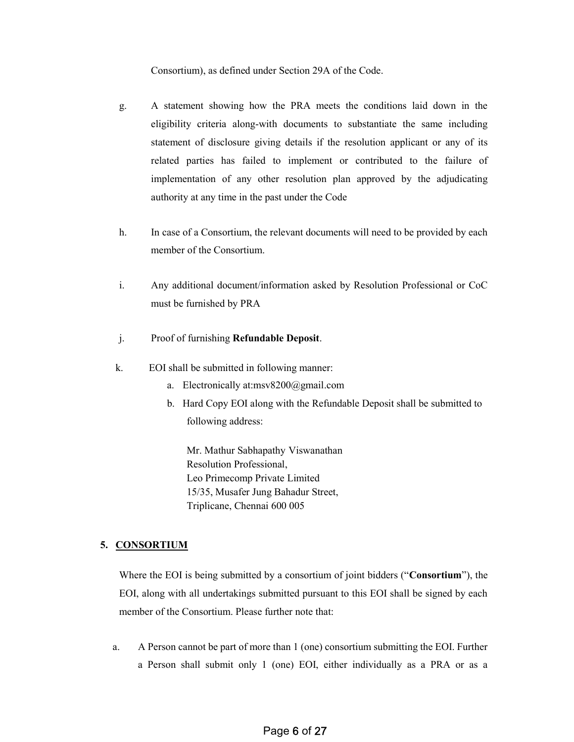Consortium), as defined under Section 29A of the Code.

g. A statement showing how the PRA meets the conditions laid down in the eligibility criteria along-with documents to substantiate the same including statement of disclosure giving details if the resolution applicant or any of its related parties has failed to implement or contributed to the failure of implementation of any other resolution plan approved by the adjudicating authority at any time in the past under the Code

h. In case of a Consortium, the relevant documents will need to be provided by each member of the Consortium.

i. Any additional document/information asked by Resolution Professional or CoC must be furnished by PRA

j. Proof of furnishing **Refundable Deposit**.

k. EOI shall be submitted in following manner:
   a. Electronically at:msv8200@gmail.com
   b. Hard Copy EOI along with the Refundable Deposit shall be submitted to following address:

      Mr. Mathur Sabhapathy Viswanathan
      Resolution Professional,
      Leo Primecomp Private Limited
      15/35, Musafer Jung Bahadur Street,
      Triplicane, Chennai 600 005

## 5. CONSORTIUM

Where the EOI is being submitted by a consortium of joint bidders ("**Consortium**"), the EOI, along with all undertakings submitted pursuant to this EOI shall be signed by each member of the Consortium. Please further note that:

a. A Person cannot be part of more than 1 (one) consortium submitting the EOI. Further a Person shall submit only 1 (one) EOI, either individually as a PRA or as a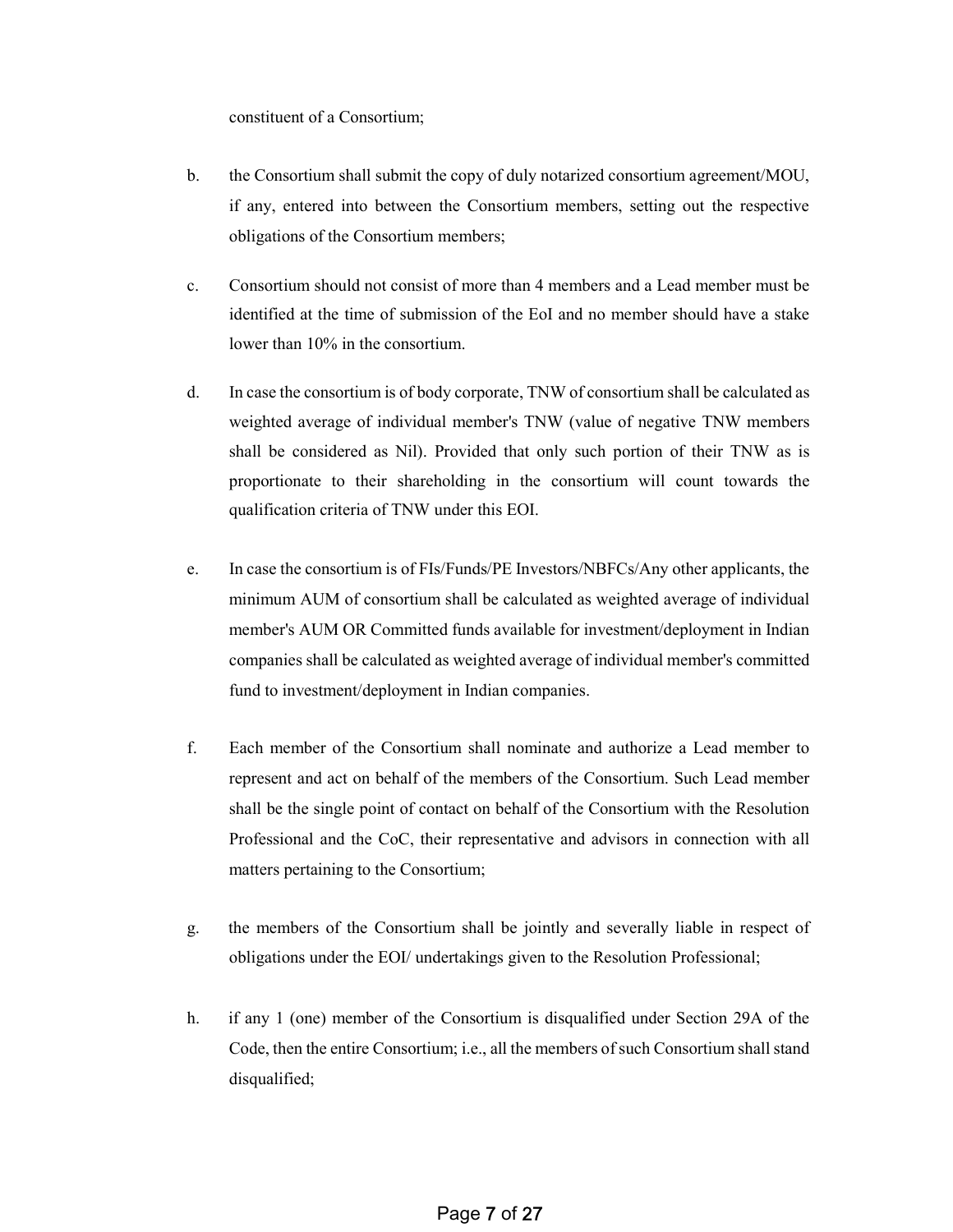constituent of a Consortium;

b. the Consortium shall submit the copy of duly notarized consortium agreement/MOU, if any, entered into between the Consortium members, setting out the respective obligations of the Consortium members;

c. Consortium should not consist of more than 4 members and a Lead member must be identified at the time of submission of the EoI and no member should have a stake lower than 10% in the consortium.

d. In case the consortium is of body corporate, TNW of consortium shall be calculated as weighted average of individual member's TNW (value of negative TNW members shall be considered as Nil). Provided that only such portion of their TNW as is proportionate to their shareholding in the consortium will count towards the qualification criteria of TNW under this EOI.

e. In case the consortium is of FIs/Funds/PE Investors/NBFCs/Any other applicants, the minimum AUM of consortium shall be calculated as weighted average of individual member's AUM OR Committed funds available for investment/deployment in Indian companies shall be calculated as weighted average of individual member's committed fund to investment/deployment in Indian companies.

f. Each member of the Consortium shall nominate and authorize a Lead member to represent and act on behalf of the members of the Consortium. Such Lead member shall be the single point of contact on behalf of the Consortium with the Resolution Professional and the CoC, their representative and advisors in connection with all matters pertaining to the Consortium;

g. the members of the Consortium shall be jointly and severally liable in respect of obligations under the EOI/ undertakings given to the Resolution Professional;

h. if any 1 (one) member of the Consortium is disqualified under Section 29A of the Code, then the entire Consortium; i.e., all the members of such Consortium shall stand disqualified;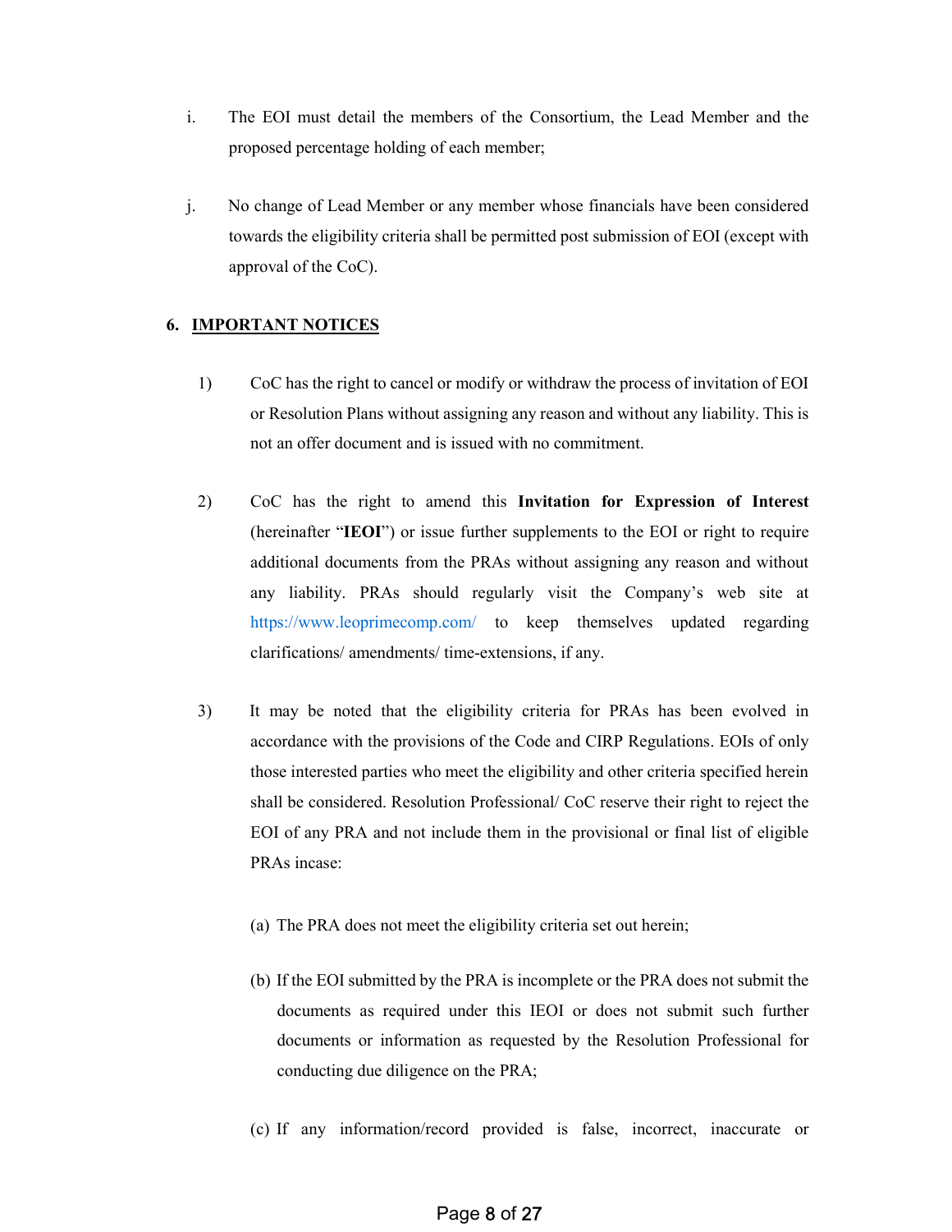i. The EOI must detail the members of the Consortium, the Lead Member and the proposed percentage holding of each member;

j. No change of Lead Member or any member whose financials have been considered towards the eligibility criteria shall be permitted post submission of EOI (except with approval of the CoC).

## 6. IMPORTANT NOTICES

1) CoC has the right to cancel or modify or withdraw the process of invitation of EOI or Resolution Plans without assigning any reason and without any liability. This is not an offer document and is issued with no commitment.

2) CoC has the right to amend this **Invitation for Expression of Interest** (hereinafter "**IEOI**") or issue further supplements to the EOI or right to require additional documents from the PRAs without assigning any reason and without any liability. PRAs should regularly visit the Company's web site at https://www.leoprimecomp.com/ to keep themselves updated regarding clarifications/ amendments/ time-extensions, if any.

3) It may be noted that the eligibility criteria for PRAs has been evolved in accordance with the provisions of the Code and CIRP Regulations. EOIs of only those interested parties who meet the eligibility and other criteria specified herein shall be considered. Resolution Professional/ CoC reserve their right to reject the EOI of any PRA and not include them in the provisional or final list of eligible PRAs incase:

   (a) The PRA does not meet the eligibility criteria set out herein;

   (b) If the EOI submitted by the PRA is incomplete or the PRA does not submit the documents as required under this IEOI or does not submit such further documents or information as requested by the Resolution Professional for conducting due diligence on the PRA;

   (c) If any information/record provided is false, incorrect, inaccurate or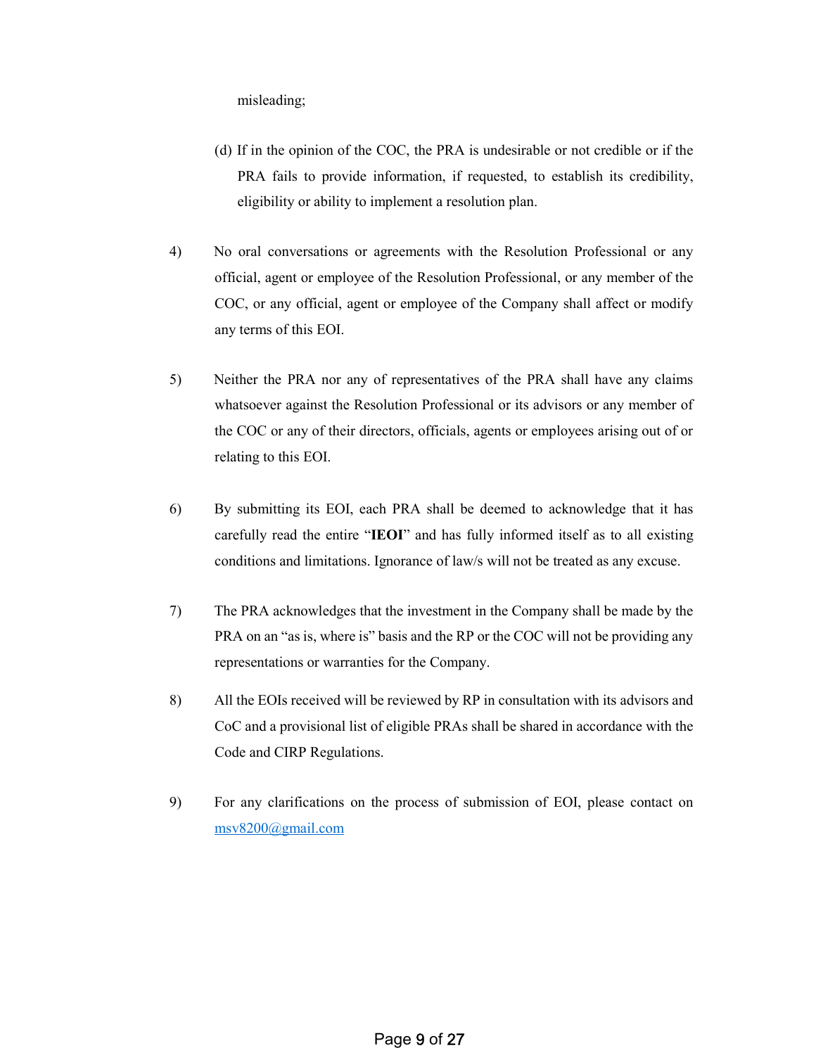misleading;

(d) If in the opinion of the COC, the PRA is undesirable or not credible or if the PRA fails to provide information, if requested, to establish its credibility, eligibility or ability to implement a resolution plan.

4) No oral conversations or agreements with the Resolution Professional or any official, agent or employee of the Resolution Professional, or any member of the COC, or any official, agent or employee of the Company shall affect or modify any terms of this EOI.

5) Neither the PRA nor any of representatives of the PRA shall have any claims whatsoever against the Resolution Professional or its advisors or any member of the COC or any of their directors, officials, agents or employees arising out of or relating to this EOI.

6) By submitting its EOI, each PRA shall be deemed to acknowledge that it has carefully read the entire "**IEOI**" and has fully informed itself as to all existing conditions and limitations. Ignorance of law/s will not be treated as any excuse.

7) The PRA acknowledges that the investment in the Company shall be made by the PRA on an "as is, where is" basis and the RP or the COC will not be providing any representations or warranties for the Company.

8) All the EOIs received will be reviewed by RP in consultation with its advisors and CoC and a provisional list of eligible PRAs shall be shared in accordance with the Code and CIRP Regulations.

9) For any clarifications on the process of submission of EOI, please contact on msv8200@gmail.com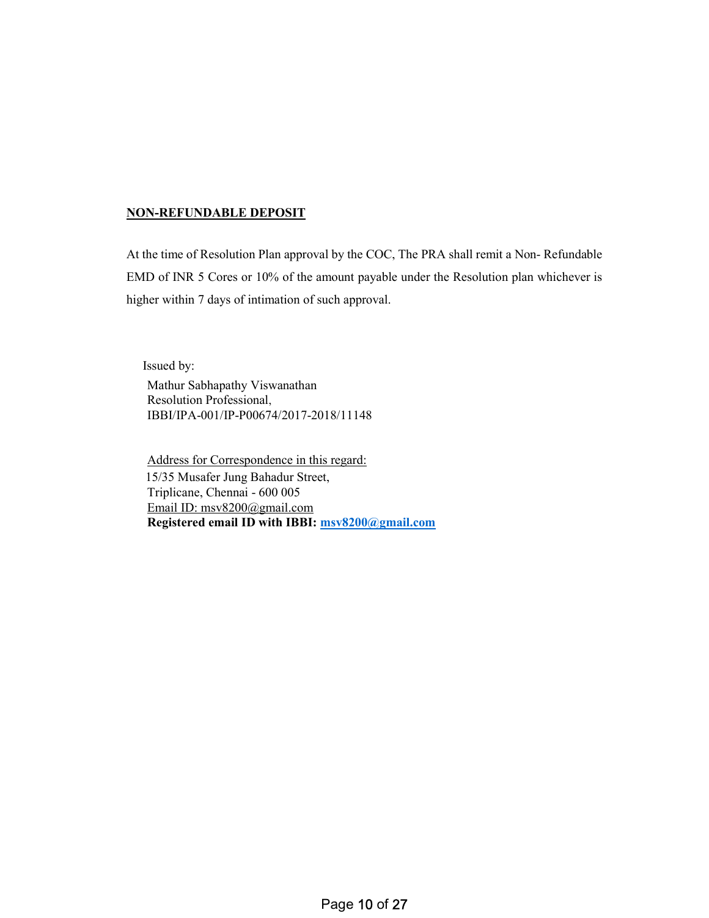**NON-REFUNDABLE DEPOSIT**

At the time of Resolution Plan approval by the COC, The PRA shall remit a Non- Refundable EMD of INR 5 Cores or 10% of the amount payable under the Resolution plan whichever is higher within 7 days of intimation of such approval.

Issued by:
Mathur Sabhapathy Viswanathan
Resolution Professional,
IBBI/IPA-001/IP-P00674/2017-2018/11148

Address for Correspondence in this regard:
15/35 Musafer Jung Bahadur Street,
Triplicane, Chennai - 600 005
Email ID: msv8200@gmail.com
**Registered email ID with IBBI: msv8200@gmail.com**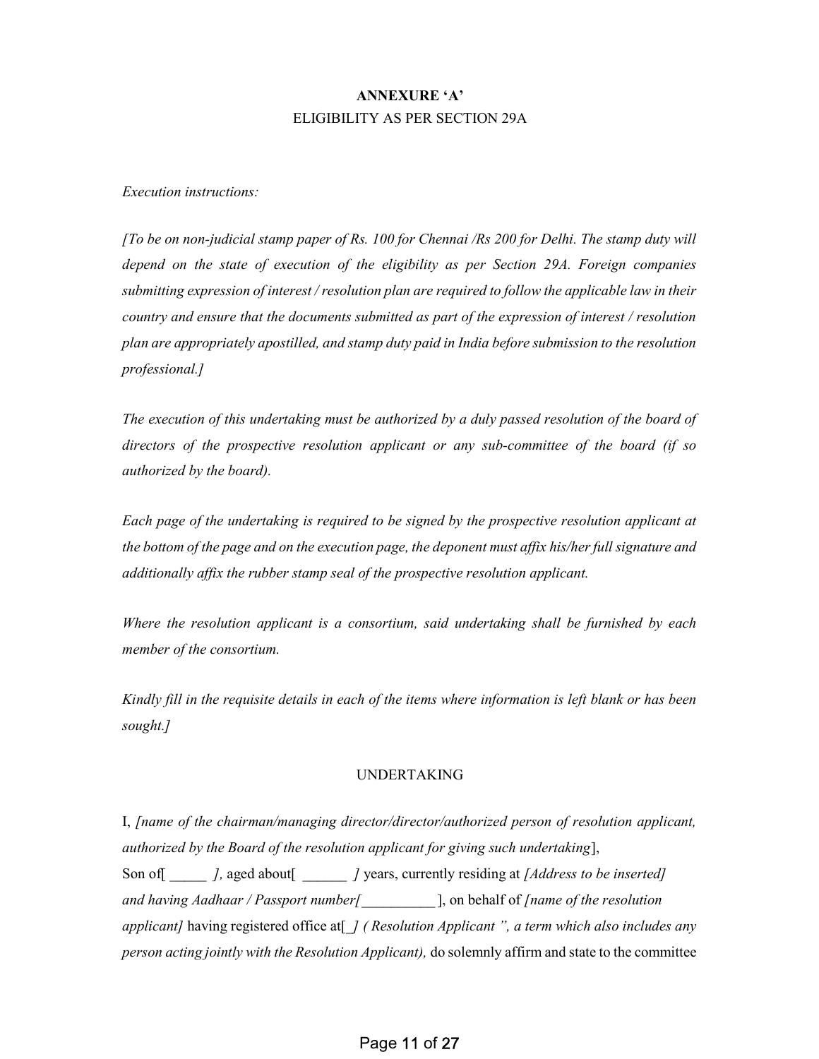**ANNEXURE 'A'**

ELIGIBILITY AS PER SECTION 29A

*Execution instructions:*

*[To be on non-judicial stamp paper of Rs. 100 for Chennai /Rs 200 for Delhi. The stamp duty will depend on the state of execution of the eligibility as per Section 29A. Foreign companies submitting expression of interest / resolution plan are required to follow the applicable law in their country and ensure that the documents submitted as part of the expression of interest / resolution plan are appropriately apostilled, and stamp duty paid in India before submission to the resolution professional.]*

*The execution of this undertaking must be authorized by a duly passed resolution of the board of directors of the prospective resolution applicant or any sub-committee of the board (if so authorized by the board).*

*Each page of the undertaking is required to be signed by the prospective resolution applicant at the bottom of the page and on the execution page, the deponent must affix his/her full signature and additionally affix the rubber stamp seal of the prospective resolution applicant.*

*Where the resolution applicant is a consortium, said undertaking shall be furnished by each member of the consortium.*

*Kindly fill in the requisite details in each of the items where information is left blank or has been sought.]*

UNDERTAKING

I, *[name of the chairman/managing director/director/authorized person of resolution applicant, authorized by the Board of the resolution applicant for giving such undertaking*], Son of[ _____ *],* aged about[ ______ *]* years, currently residing at *[Address to be inserted] and having Aadhaar / Passport number[__________*], on behalf of *[name of the resolution applicant]* having registered office at[*_] ( Resolution Applicant ", a term which also includes any person acting jointly with the Resolution Applicant),* do solemnly affirm and state to the committee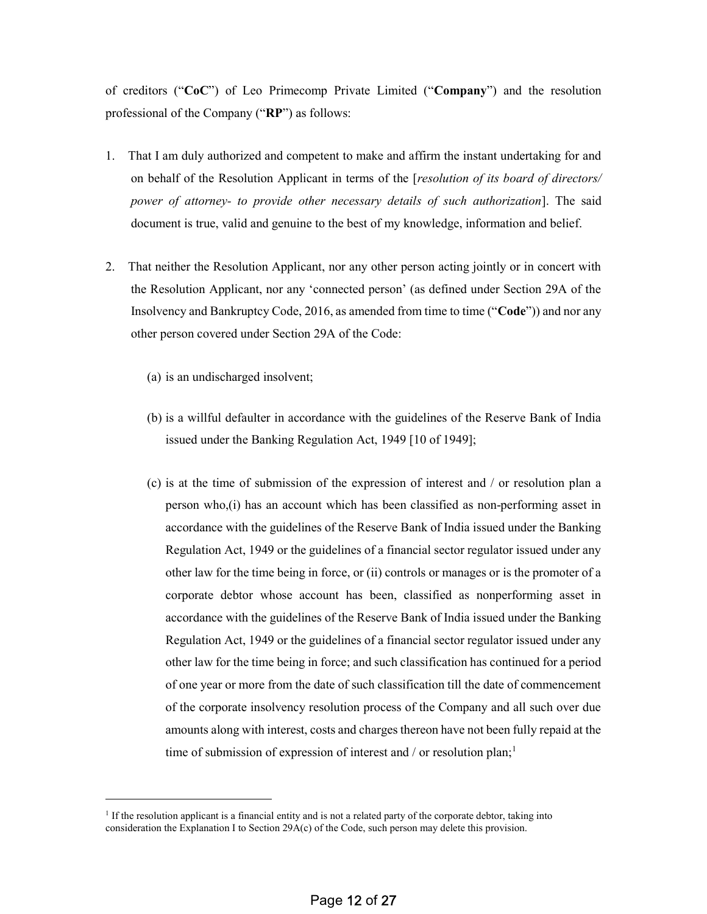of creditors ("**CoC**") of Leo Primecomp Private Limited ("**Company**") and the resolution professional of the Company ("**RP**") as follows:

1. That I am duly authorized and competent to make and affirm the instant undertaking for and on behalf of the Resolution Applicant in terms of the [*resolution of its board of directors/ power of attorney- to provide other necessary details of such authorization*]. The said document is true, valid and genuine to the best of my knowledge, information and belief.

2. That neither the Resolution Applicant, nor any other person acting jointly or in concert with the Resolution Applicant, nor any 'connected person' (as defined under Section 29A of the Insolvency and Bankruptcy Code, 2016, as amended from time to time ("**Code**")) and nor any other person covered under Section 29A of the Code:

   (a) is an undischarged insolvent;

   (b) is a willful defaulter in accordance with the guidelines of the Reserve Bank of India issued under the Banking Regulation Act, 1949 [10 of 1949];

   (c) is at the time of submission of the expression of interest and / or resolution plan a person who,(i) has an account which has been classified as non-performing asset in accordance with the guidelines of the Reserve Bank of India issued under the Banking Regulation Act, 1949 or the guidelines of a financial sector regulator issued under any other law for the time being in force, or (ii) controls or manages or is the promoter of a corporate debtor whose account has been, classified as nonperforming asset in accordance with the guidelines of the Reserve Bank of India issued under the Banking Regulation Act, 1949 or the guidelines of a financial sector regulator issued under any other law for the time being in force; and such classification has continued for a period of one year or more from the date of such classification till the date of commencement of the corporate insolvency resolution process of the Company and all such over due amounts along with interest, costs and charges thereon have not been fully repaid at the time of submission of expression of interest and / or resolution plan;[1]

---

[1] If the resolution applicant is a financial entity and is not a related party of the corporate debtor, taking into consideration the Explanation I to Section 29A(c) of the Code, such person may delete this provision.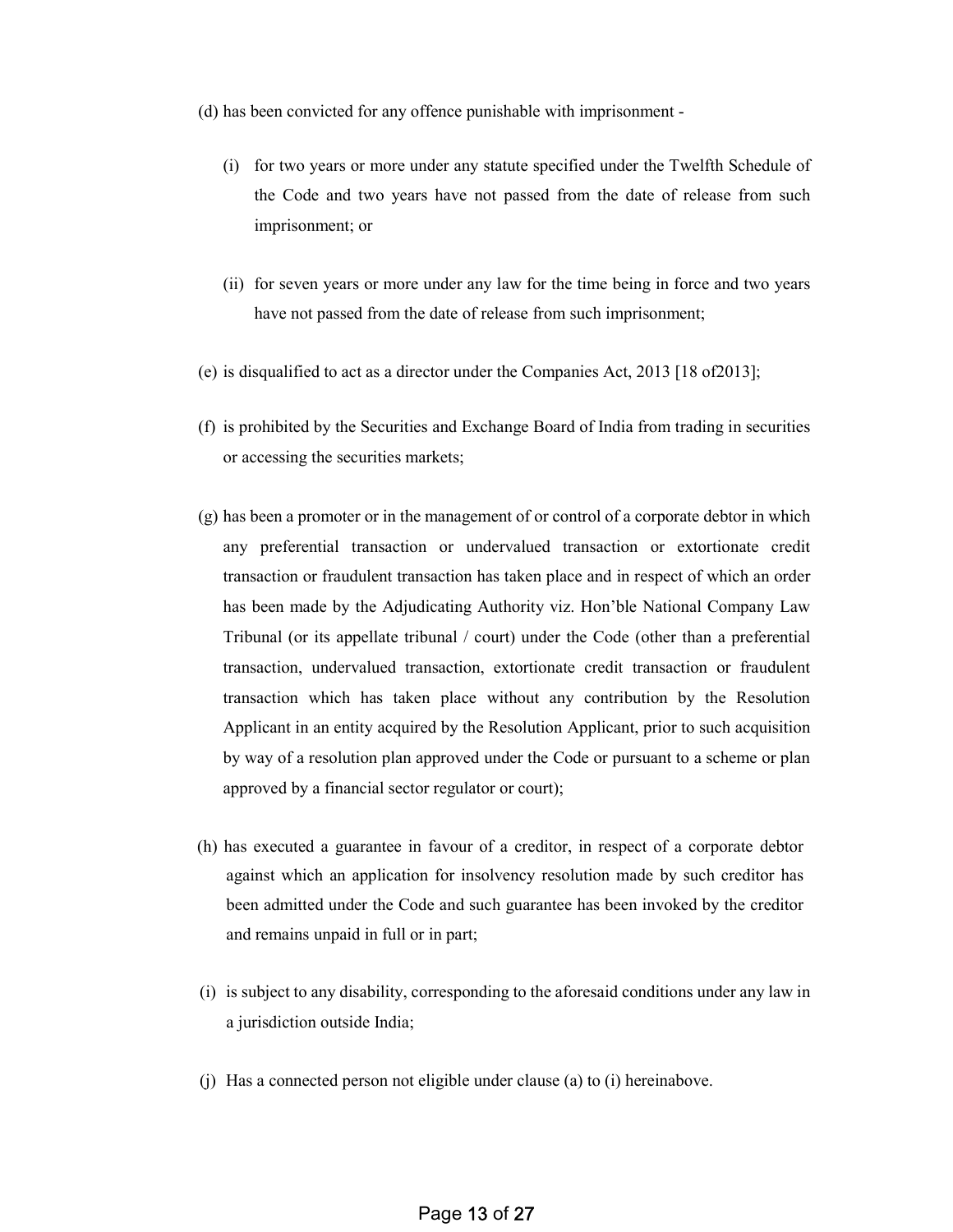(d) has been convicted for any offence punishable with imprisonment -

  (i) for two years or more under any statute specified under the Twelfth Schedule of the Code and two years have not passed from the date of release from such imprisonment; or

  (ii) for seven years or more under any law for the time being in force and two years have not passed from the date of release from such imprisonment;

(e) is disqualified to act as a director under the Companies Act, 2013 [18 of2013];

(f) is prohibited by the Securities and Exchange Board of India from trading in securities or accessing the securities markets;

(g) has been a promoter or in the management of or control of a corporate debtor in which any preferential transaction or undervalued transaction or extortionate credit transaction or fraudulent transaction has taken place and in respect of which an order has been made by the Adjudicating Authority viz. Hon'ble National Company Law Tribunal (or its appellate tribunal / court) under the Code (other than a preferential transaction, undervalued transaction, extortionate credit transaction or fraudulent transaction which has taken place without any contribution by the Resolution Applicant in an entity acquired by the Resolution Applicant, prior to such acquisition by way of a resolution plan approved under the Code or pursuant to a scheme or plan approved by a financial sector regulator or court);

(h) has executed a guarantee in favour of a creditor, in respect of a corporate debtor against which an application for insolvency resolution made by such creditor has been admitted under the Code and such guarantee has been invoked by the creditor and remains unpaid in full or in part;

(i) is subject to any disability, corresponding to the aforesaid conditions under any law in a jurisdiction outside India;

(j) Has a connected person not eligible under clause (a) to (i) hereinabove.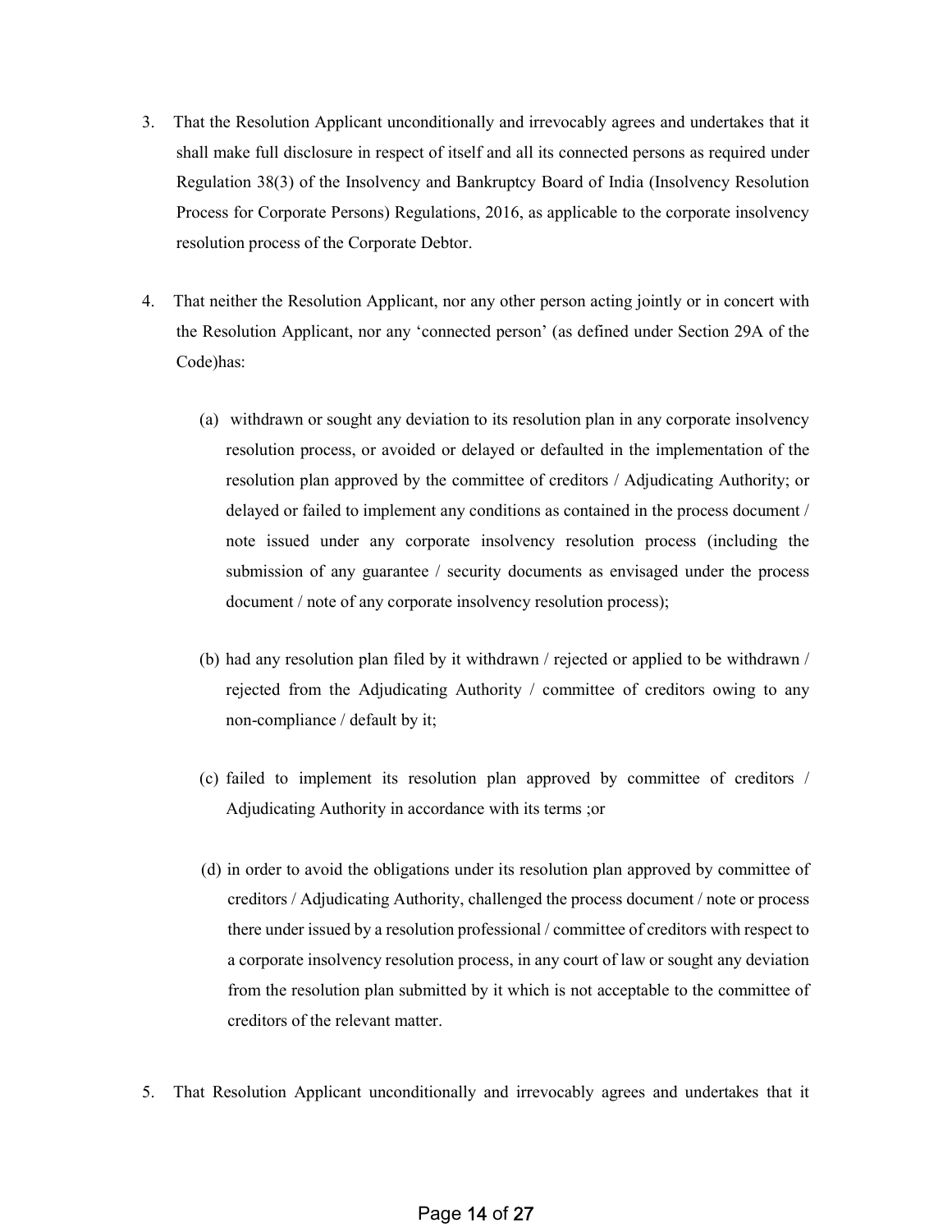3. That the Resolution Applicant unconditionally and irrevocably agrees and undertakes that it shall make full disclosure in respect of itself and all its connected persons as required under Regulation 38(3) of the Insolvency and Bankruptcy Board of India (Insolvency Resolution Process for Corporate Persons) Regulations, 2016, as applicable to the corporate insolvency resolution process of the Corporate Debtor.

4. That neither the Resolution Applicant, nor any other person acting jointly or in concert with the Resolution Applicant, nor any 'connected person' (as defined under Section 29A of the Code)has:

   (a) withdrawn or sought any deviation to its resolution plan in any corporate insolvency resolution process, or avoided or delayed or defaulted in the implementation of the resolution plan approved by the committee of creditors / Adjudicating Authority; or delayed or failed to implement any conditions as contained in the process document / note issued under any corporate insolvency resolution process (including the submission of any guarantee / security documents as envisaged under the process document / note of any corporate insolvency resolution process);

   (b) had any resolution plan filed by it withdrawn / rejected or applied to be withdrawn / rejected from the Adjudicating Authority / committee of creditors owing to any non-compliance / default by it;

   (c) failed to implement its resolution plan approved by committee of creditors / Adjudicating Authority in accordance with its terms ;or

   (d) in order to avoid the obligations under its resolution plan approved by committee of creditors / Adjudicating Authority, challenged the process document / note or process there under issued by a resolution professional / committee of creditors with respect to a corporate insolvency resolution process, in any court of law or sought any deviation from the resolution plan submitted by it which is not acceptable to the committee of creditors of the relevant matter.

5. That Resolution Applicant unconditionally and irrevocably agrees and undertakes that it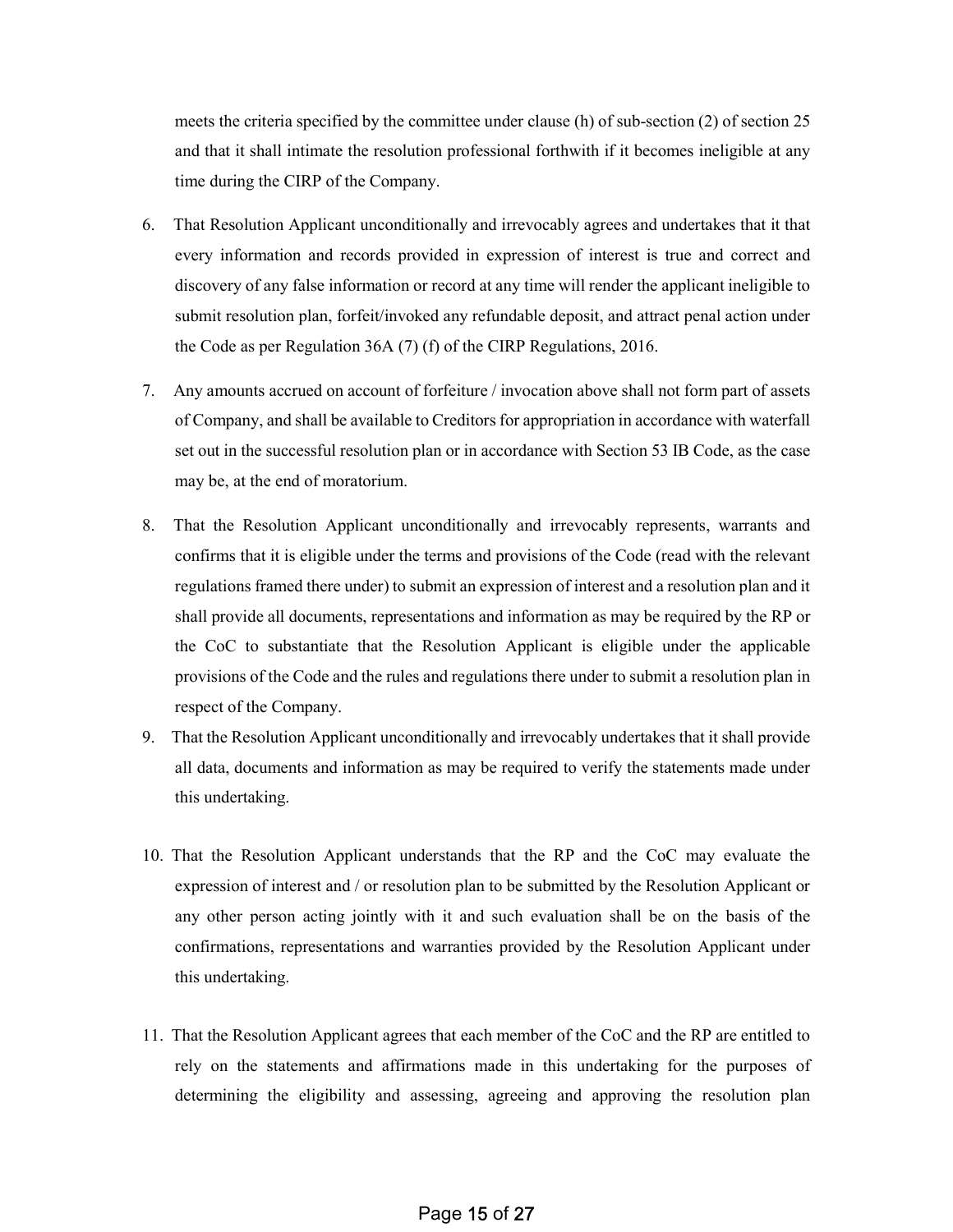meets the criteria specified by the committee under clause (h) of sub-section (2) of section 25 and that it shall intimate the resolution professional forthwith if it becomes ineligible at any time during the CIRP of the Company.

6. That Resolution Applicant unconditionally and irrevocably agrees and undertakes that it that every information and records provided in expression of interest is true and correct and discovery of any false information or record at any time will render the applicant ineligible to submit resolution plan, forfeit/invoked any refundable deposit, and attract penal action under the Code as per Regulation 36A (7) (f) of the CIRP Regulations, 2016.

7. Any amounts accrued on account of forfeiture / invocation above shall not form part of assets of Company, and shall be available to Creditors for appropriation in accordance with waterfall set out in the successful resolution plan or in accordance with Section 53 IB Code, as the case may be, at the end of moratorium.

8. That the Resolution Applicant unconditionally and irrevocably represents, warrants and confirms that it is eligible under the terms and provisions of the Code (read with the relevant regulations framed there under) to submit an expression of interest and a resolution plan and it shall provide all documents, representations and information as may be required by the RP or the CoC to substantiate that the Resolution Applicant is eligible under the applicable provisions of the Code and the rules and regulations there under to submit a resolution plan in respect of the Company.

9. That the Resolution Applicant unconditionally and irrevocably undertakes that it shall provide all data, documents and information as may be required to verify the statements made under this undertaking.

10. That the Resolution Applicant understands that the RP and the CoC may evaluate the expression of interest and / or resolution plan to be submitted by the Resolution Applicant or any other person acting jointly with it and such evaluation shall be on the basis of the confirmations, representations and warranties provided by the Resolution Applicant under this undertaking.

11. That the Resolution Applicant agrees that each member of the CoC and the RP are entitled to rely on the statements and affirmations made in this undertaking for the purposes of determining the eligibility and assessing, agreeing and approving the resolution plan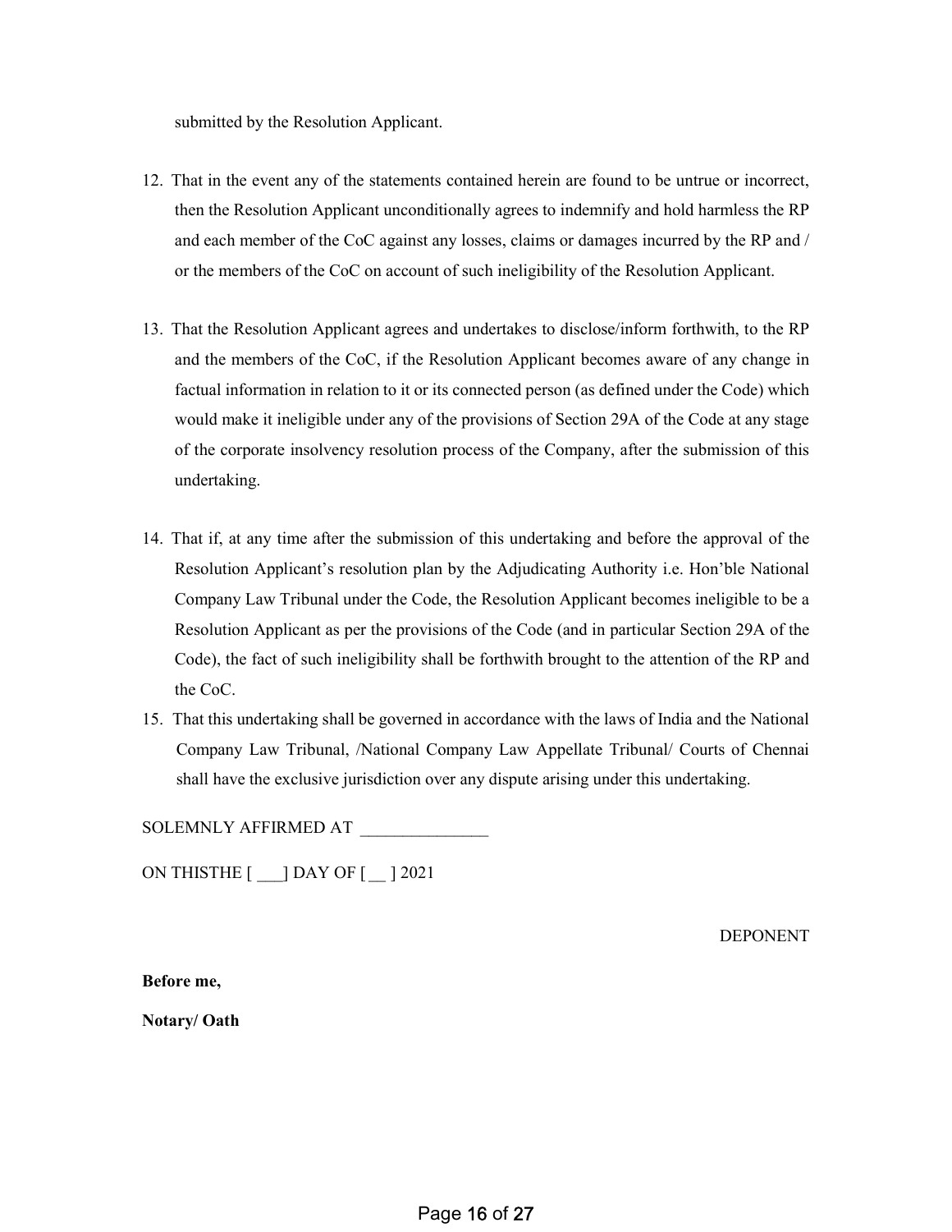submitted by the Resolution Applicant.

12. That in the event any of the statements contained herein are found to be untrue or incorrect, then the Resolution Applicant unconditionally agrees to indemnify and hold harmless the RP and each member of the CoC against any losses, claims or damages incurred by the RP and / or the members of the CoC on account of such ineligibility of the Resolution Applicant.

13. That the Resolution Applicant agrees and undertakes to disclose/inform forthwith, to the RP and the members of the CoC, if the Resolution Applicant becomes aware of any change in factual information in relation to it or its connected person (as defined under the Code) which would make it ineligible under any of the provisions of Section 29A of the Code at any stage of the corporate insolvency resolution process of the Company, after the submission of this undertaking.

14. That if, at any time after the submission of this undertaking and before the approval of the Resolution Applicant's resolution plan by the Adjudicating Authority i.e. Hon'ble National Company Law Tribunal under the Code, the Resolution Applicant becomes ineligible to be a Resolution Applicant as per the provisions of the Code (and in particular Section 29A of the Code), the fact of such ineligibility shall be forthwith brought to the attention of the RP and the CoC.

15. That this undertaking shall be governed in accordance with the laws of India and the National Company Law Tribunal, /National Company Law Appellate Tribunal/ Courts of Chennai shall have the exclusive jurisdiction over any dispute arising under this undertaking.

SOLEMNLY AFFIRMED AT _______________

ON THISTHE [ ___] DAY OF [ __ ] 2021

DEPONENT

**Before me,**

**Notary/ Oath**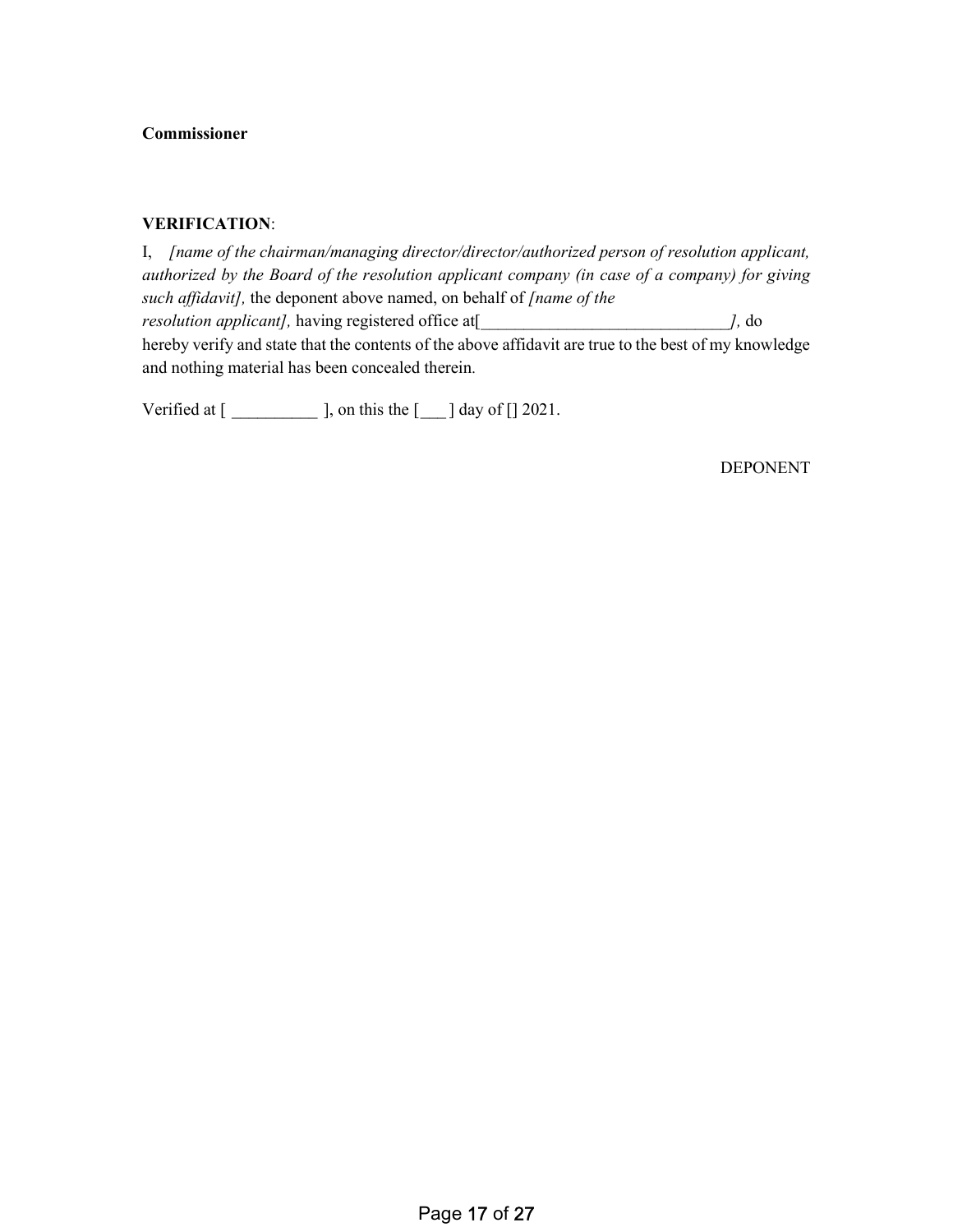**Commissioner**

**VERIFICATION**:

I, *[name of the chairman/managing director/director/authorized person of resolution applicant, authorized by the Board of the resolution applicant company (in case of a company) for giving such affidavit],* the deponent above named, on behalf of *[name of the resolution applicant],* having registered office at[_____________________________*],* do hereby verify and state that the contents of the above affidavit are true to the best of my knowledge and nothing material has been concealed therein.

Verified at [ __________ ], on this the [___ ] day of [] 2021.

DEPONENT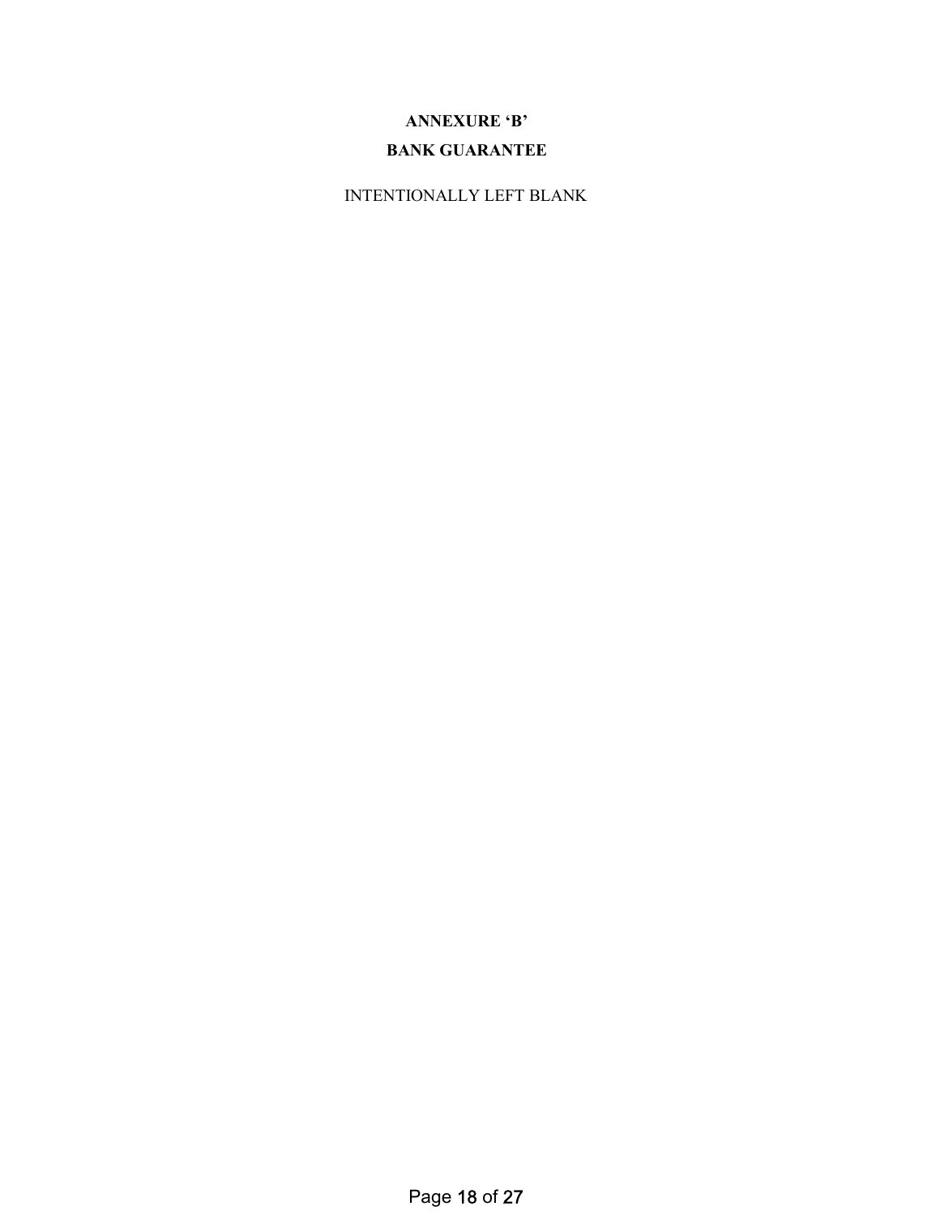**ANNEXURE 'B'**

**BANK GUARANTEE**

INTENTIONALLY LEFT BLANK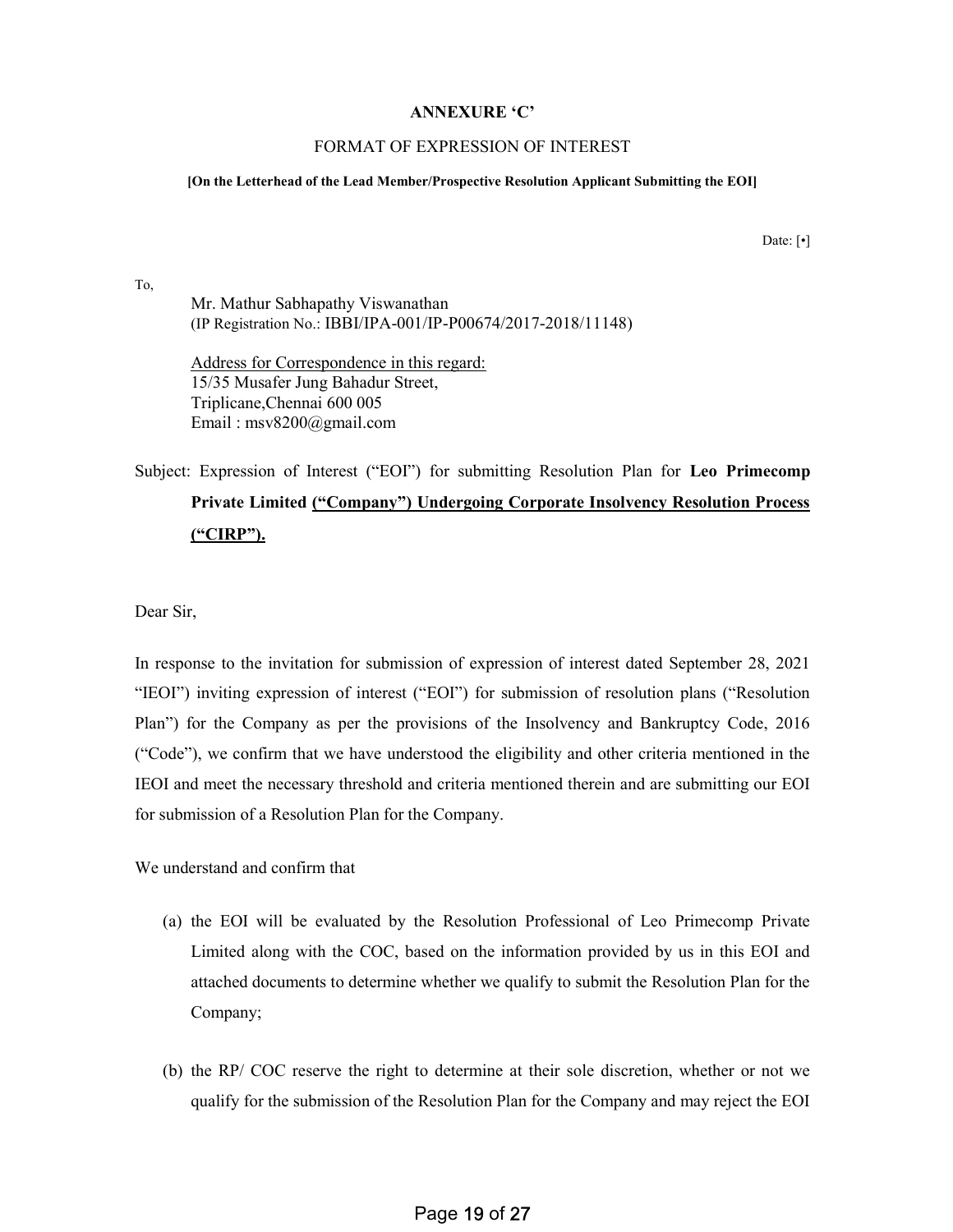**ANNEXURE 'C'**

FORMAT OF EXPRESSION OF INTEREST

**[On the Letterhead of the Lead Member/Prospective Resolution Applicant Submitting the EOI]**

Date: [•]

To,

Mr. Mathur Sabhapathy Viswanathan
(IP Registration No.: IBBI/IPA-001/IP-P00674/2017-2018/11148)

<u>Address for Correspondence in this regard:</u>
15/35 Musafer Jung Bahadur Street,
Triplicane,Chennai 600 005
Email : msv8200@gmail.com

Subject: Expression of Interest ("EOI") for submitting Resolution Plan for **Leo Primecomp Private Limited <u>("Company") Undergoing Corporate Insolvency Resolution Process ("CIRP").</u>**

Dear Sir,

In response to the invitation for submission of expression of interest dated September 28, 2021 "IEOI") inviting expression of interest ("EOI") for submission of resolution plans ("Resolution Plan") for the Company as per the provisions of the Insolvency and Bankruptcy Code, 2016 ("Code"), we confirm that we have understood the eligibility and other criteria mentioned in the IEOI and meet the necessary threshold and criteria mentioned therein and are submitting our EOI for submission of a Resolution Plan for the Company.

We understand and confirm that

(a) the EOI will be evaluated by the Resolution Professional of Leo Primecomp Private Limited along with the COC, based on the information provided by us in this EOI and attached documents to determine whether we qualify to submit the Resolution Plan for the Company;

(b) the RP/ COC reserve the right to determine at their sole discretion, whether or not we qualify for the submission of the Resolution Plan for the Company and may reject the EOI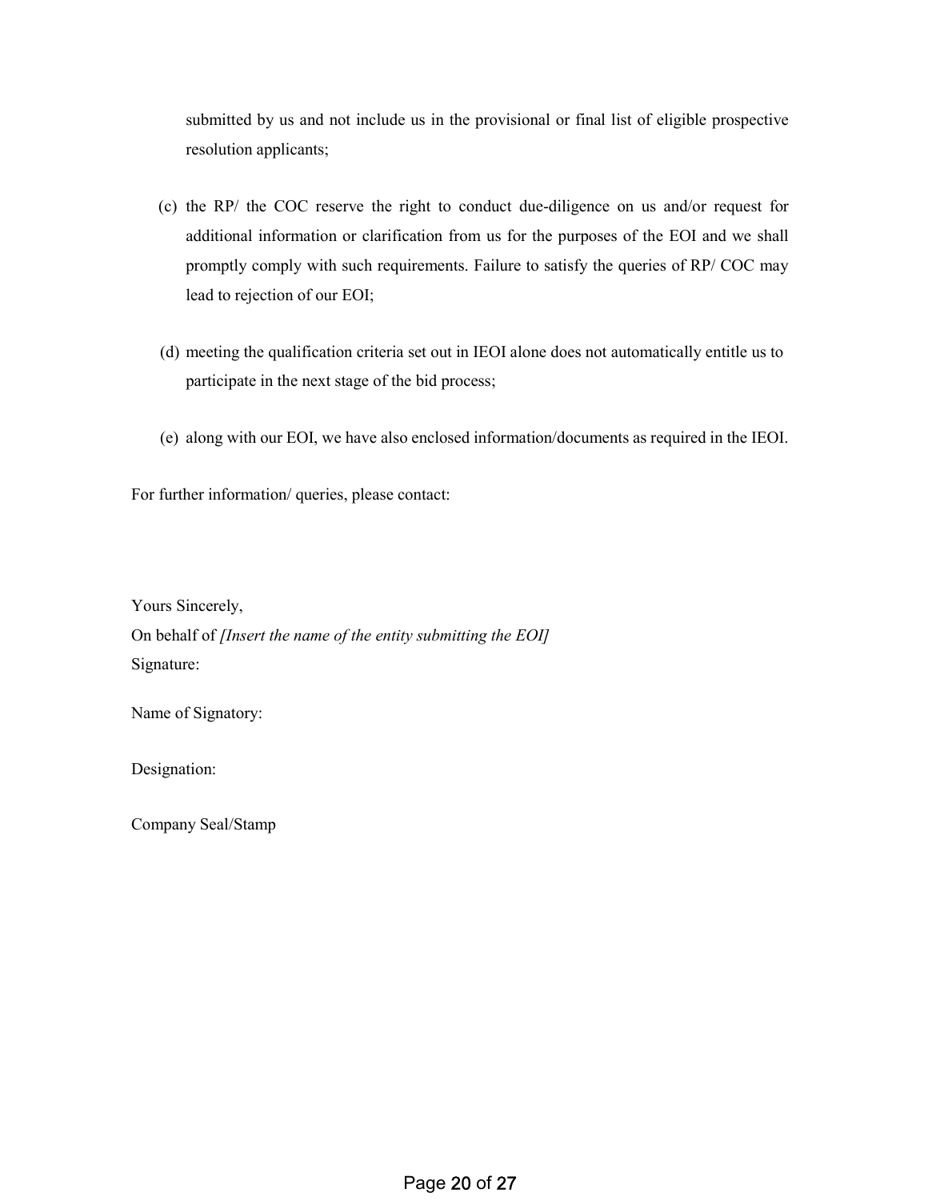submitted by us and not include us in the provisional or final list of eligible prospective resolution applicants;

(c) the RP/ the COC reserve the right to conduct due-diligence on us and/or request for additional information or clarification from us for the purposes of the EOI and we shall promptly comply with such requirements. Failure to satisfy the queries of RP/ COC may lead to rejection of our EOI;

(d) meeting the qualification criteria set out in IEOI alone does not automatically entitle us to participate in the next stage of the bid process;

(e) along with our EOI, we have also enclosed information/documents as required in the IEOI.

For further information/ queries, please contact:

Yours Sincerely,
On behalf of *[Insert the name of the entity submitting the EOI]*
Signature:

Name of Signatory:

Designation:

Company Seal/Stamp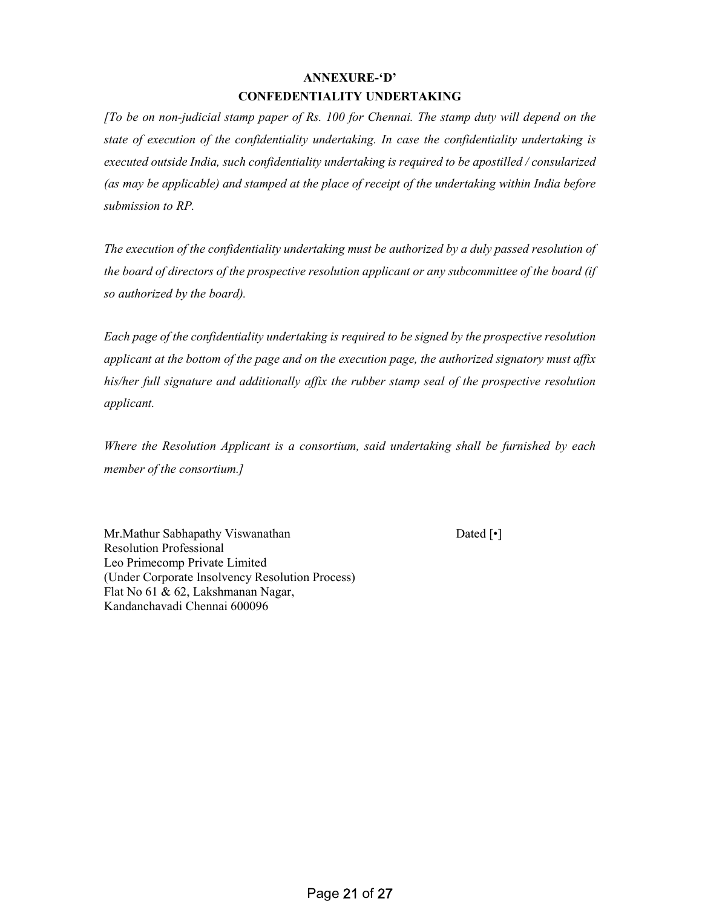## ANNEXURE-'D'

## CONFEDENTIALITY UNDERTAKING

*[To be on non-judicial stamp paper of Rs. 100 for Chennai. The stamp duty will depend on the state of execution of the confidentiality undertaking. In case the confidentiality undertaking is executed outside India, such confidentiality undertaking is required to be apostilled / consularized (as may be applicable) and stamped at the place of receipt of the undertaking within India before submission to RP.*

*The execution of the confidentiality undertaking must be authorized by a duly passed resolution of the board of directors of the prospective resolution applicant or any subcommittee of the board (if so authorized by the board).*

*Each page of the confidentiality undertaking is required to be signed by the prospective resolution applicant at the bottom of the page and on the execution page, the authorized signatory must affix his/her full signature and additionally affix the rubber stamp seal of the prospective resolution applicant.*

*Where the Resolution Applicant is a consortium, said undertaking shall be furnished by each member of the consortium.]*

Mr.Mathur Sabhapathy Viswanathan
Resolution Professional
Leo Primecomp Private Limited
(Under Corporate Insolvency Resolution Process)
Flat No 61 & 62, Lakshmanan Nagar,
Kandanchavadi Chennai 600096

Dated [•]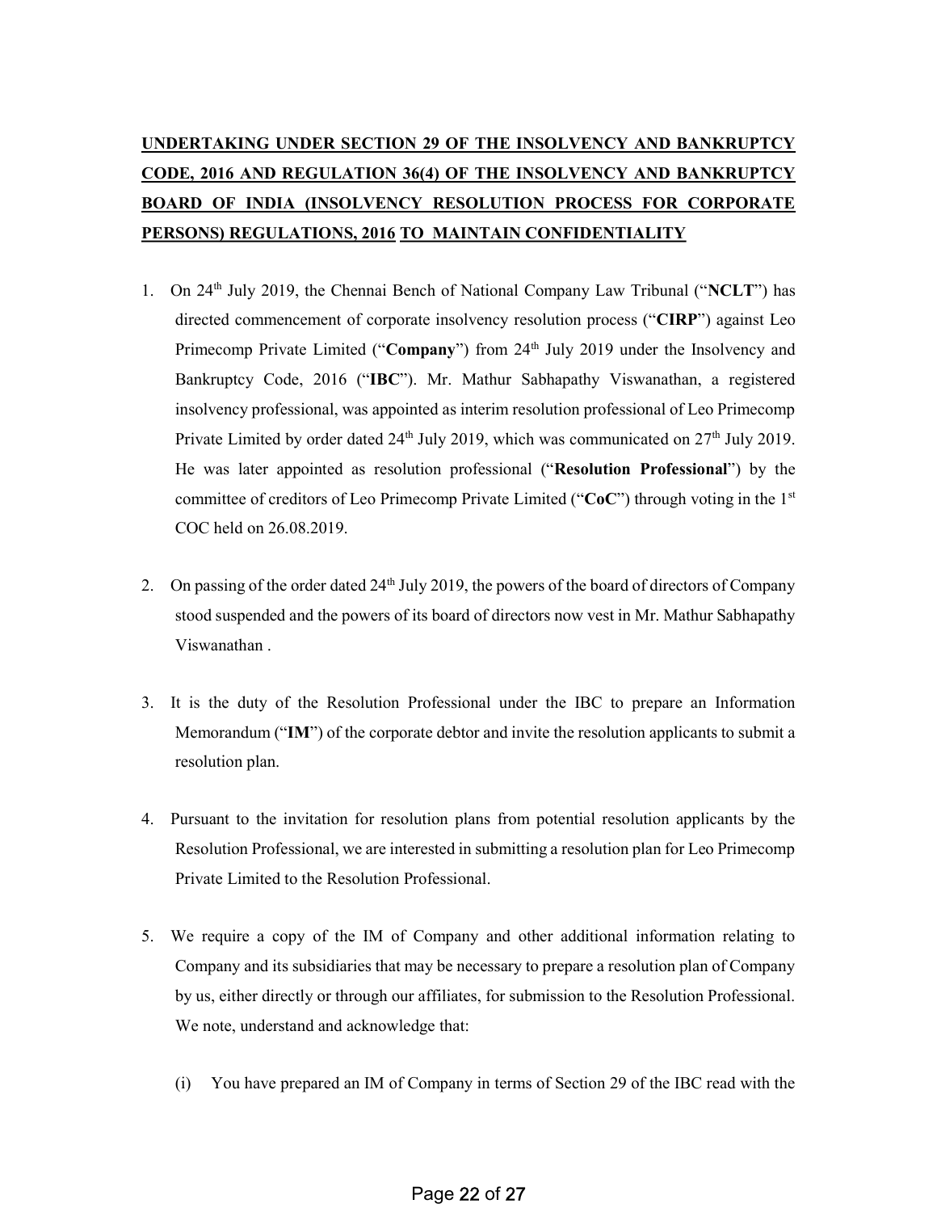**<u>UNDERTAKING UNDER SECTION 29 OF THE INSOLVENCY AND BANKRUPTCY CODE, 2016 AND REGULATION 36(4) OF THE INSOLVENCY AND BANKRUPTCY BOARD OF INDIA (INSOLVENCY RESOLUTION PROCESS FOR CORPORATE PERSONS) REGULATIONS, 2016 TO MAINTAIN CONFIDENTIALITY</u>**

1. On 24th July 2019, the Chennai Bench of National Company Law Tribunal ("**NCLT**") has directed commencement of corporate insolvency resolution process ("**CIRP**") against Leo Primecomp Private Limited ("**Company**") from 24th July 2019 under the Insolvency and Bankruptcy Code, 2016 ("**IBC**"). Mr. Mathur Sabhapathy Viswanathan, a registered insolvency professional, was appointed as interim resolution professional of Leo Primecomp Private Limited by order dated 24th July 2019, which was communicated on 27th July 2019. He was later appointed as resolution professional ("**Resolution Professional**") by the committee of creditors of Leo Primecomp Private Limited ("**CoC**") through voting in the 1st COC held on 26.08.2019.

2. On passing of the order dated 24th July 2019, the powers of the board of directors of Company stood suspended and the powers of its board of directors now vest in Mr. Mathur Sabhapathy Viswanathan .

3. It is the duty of the Resolution Professional under the IBC to prepare an Information Memorandum ("**IM**") of the corporate debtor and invite the resolution applicants to submit a resolution plan.

4. Pursuant to the invitation for resolution plans from potential resolution applicants by the Resolution Professional, we are interested in submitting a resolution plan for Leo Primecomp Private Limited to the Resolution Professional.

5. We require a copy of the IM of Company and other additional information relating to Company and its subsidiaries that may be necessary to prepare a resolution plan of Company by us, either directly or through our affiliates, for submission to the Resolution Professional. We note, understand and acknowledge that:

   (i) You have prepared an IM of Company in terms of Section 29 of the IBC read with the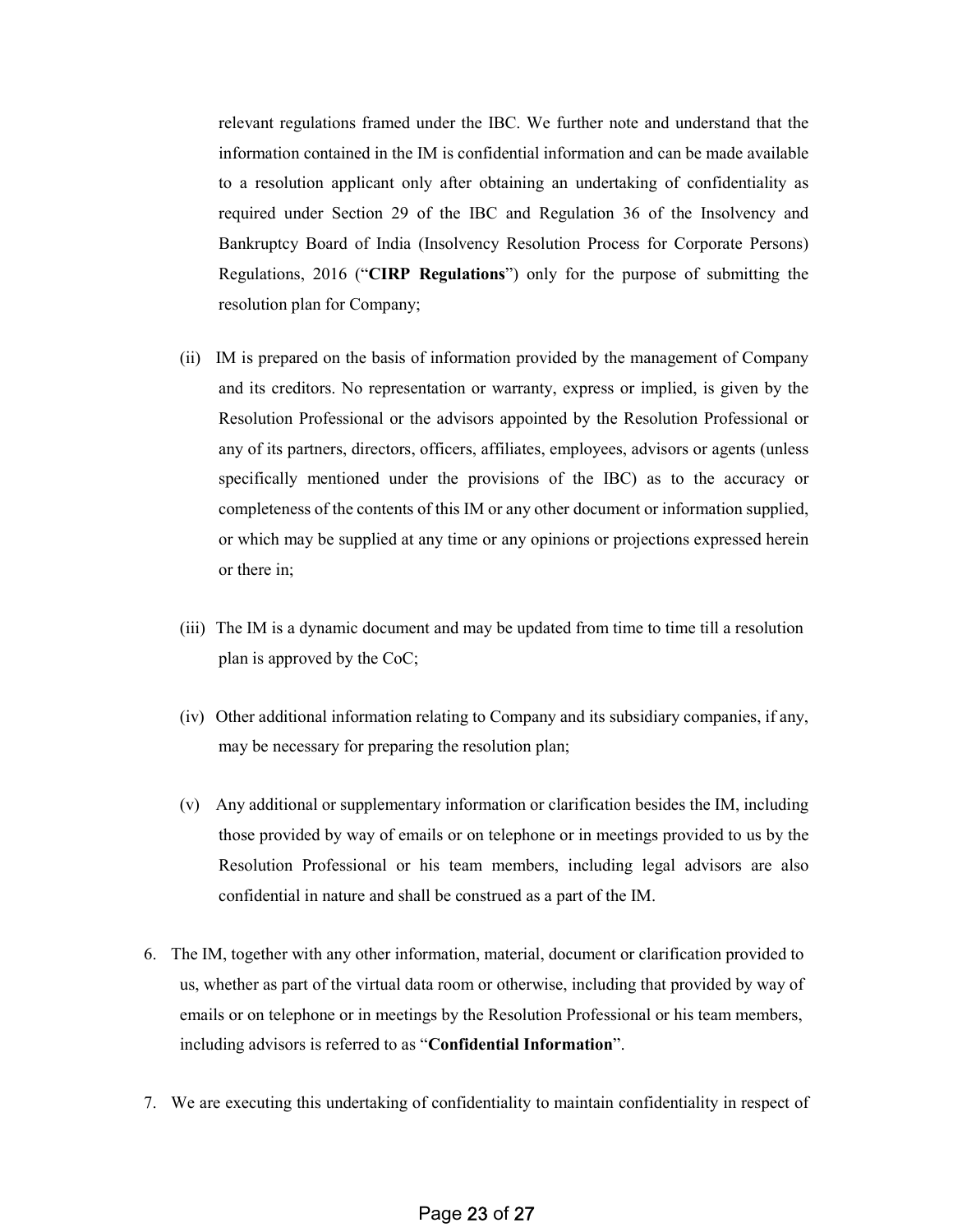relevant regulations framed under the IBC. We further note and understand that the information contained in the IM is confidential information and can be made available to a resolution applicant only after obtaining an undertaking of confidentiality as required under Section 29 of the IBC and Regulation 36 of the Insolvency and Bankruptcy Board of India (Insolvency Resolution Process for Corporate Persons) Regulations, 2016 ("**CIRP Regulations**") only for the purpose of submitting the resolution plan for Company;

(ii) IM is prepared on the basis of information provided by the management of Company and its creditors. No representation or warranty, express or implied, is given by the Resolution Professional or the advisors appointed by the Resolution Professional or any of its partners, directors, officers, affiliates, employees, advisors or agents (unless specifically mentioned under the provisions of the IBC) as to the accuracy or completeness of the contents of this IM or any other document or information supplied, or which may be supplied at any time or any opinions or projections expressed herein or there in;

(iii) The IM is a dynamic document and may be updated from time to time till a resolution plan is approved by the CoC;

(iv) Other additional information relating to Company and its subsidiary companies, if any, may be necessary for preparing the resolution plan;

(v) Any additional or supplementary information or clarification besides the IM, including those provided by way of emails or on telephone or in meetings provided to us by the Resolution Professional or his team members, including legal advisors are also confidential in nature and shall be construed as a part of the IM.

6. The IM, together with any other information, material, document or clarification provided to us, whether as part of the virtual data room or otherwise, including that provided by way of emails or on telephone or in meetings by the Resolution Professional or his team members, including advisors is referred to as "**Confidential Information**".

7. We are executing this undertaking of confidentiality to maintain confidentiality in respect of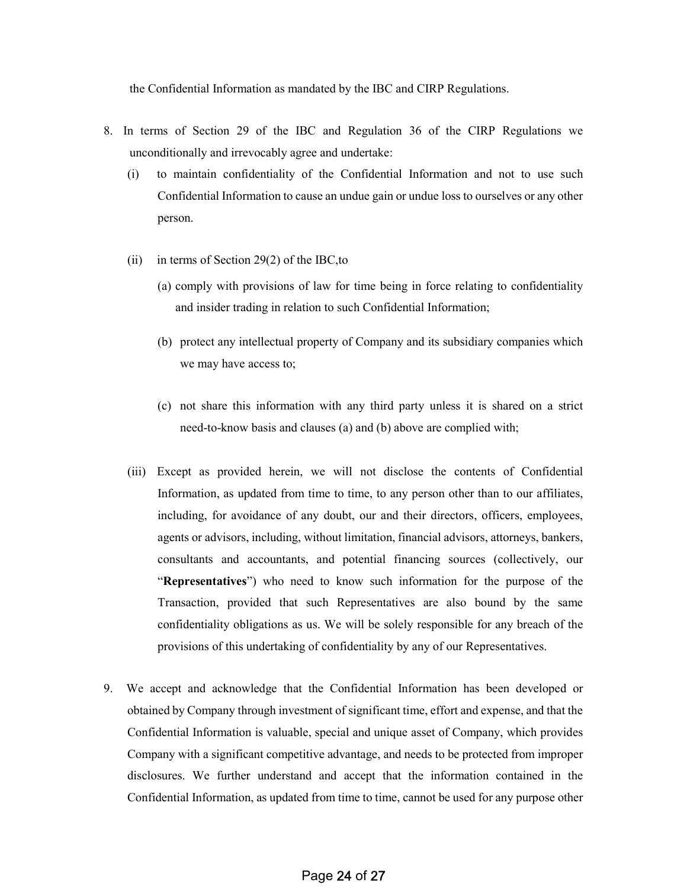the Confidential Information as mandated by the IBC and CIRP Regulations.

8. In terms of Section 29 of the IBC and Regulation 36 of the CIRP Regulations we unconditionally and irrevocably agree and undertake:

   (i) to maintain confidentiality of the Confidential Information and not to use such Confidential Information to cause an undue gain or undue loss to ourselves or any other person.

   (ii) in terms of Section 29(2) of the IBC,to

      (a) comply with provisions of law for time being in force relating to confidentiality and insider trading in relation to such Confidential Information;

      (b) protect any intellectual property of Company and its subsidiary companies which we may have access to;

      (c) not share this information with any third party unless it is shared on a strict need-to-know basis and clauses (a) and (b) above are complied with;

   (iii) Except as provided herein, we will not disclose the contents of Confidential Information, as updated from time to time, to any person other than to our affiliates, including, for avoidance of any doubt, our and their directors, officers, employees, agents or advisors, including, without limitation, financial advisors, attorneys, bankers, consultants and accountants, and potential financing sources (collectively, our "**Representatives**") who need to know such information for the purpose of the Transaction, provided that such Representatives are also bound by the same confidentiality obligations as us. We will be solely responsible for any breach of the provisions of this undertaking of confidentiality by any of our Representatives.

9. We accept and acknowledge that the Confidential Information has been developed or obtained by Company through investment of significant time, effort and expense, and that the Confidential Information is valuable, special and unique asset of Company, which provides Company with a significant competitive advantage, and needs to be protected from improper disclosures. We further understand and accept that the information contained in the Confidential Information, as updated from time to time, cannot be used for any purpose other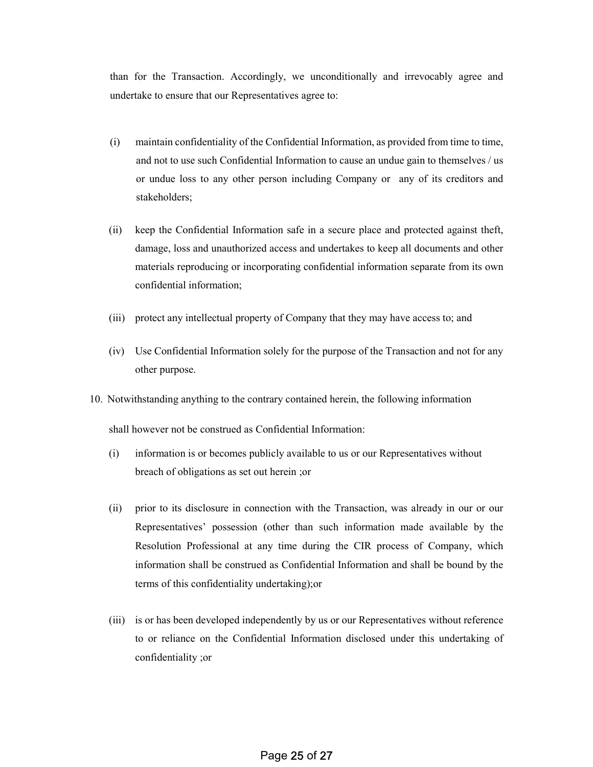than for the Transaction. Accordingly, we unconditionally and irrevocably agree and undertake to ensure that our Representatives agree to:

(i) maintain confidentiality of the Confidential Information, as provided from time to time, and not to use such Confidential Information to cause an undue gain to themselves / us or undue loss to any other person including Company or any of its creditors and stakeholders;

(ii) keep the Confidential Information safe in a secure place and protected against theft, damage, loss and unauthorized access and undertakes to keep all documents and other materials reproducing or incorporating confidential information separate from its own confidential information;

(iii) protect any intellectual property of Company that they may have access to; and

(iv) Use Confidential Information solely for the purpose of the Transaction and not for any other purpose.

10. Notwithstanding anything to the contrary contained herein, the following information shall however not be construed as Confidential Information:

(i) information is or becomes publicly available to us or our Representatives without breach of obligations as set out herein ;or

(ii) prior to its disclosure in connection with the Transaction, was already in our or our Representatives' possession (other than such information made available by the Resolution Professional at any time during the CIR process of Company, which information shall be construed as Confidential Information and shall be bound by the terms of this confidentiality undertaking);or

(iii) is or has been developed independently by us or our Representatives without reference to or reliance on the Confidential Information disclosed under this undertaking of confidentiality ;or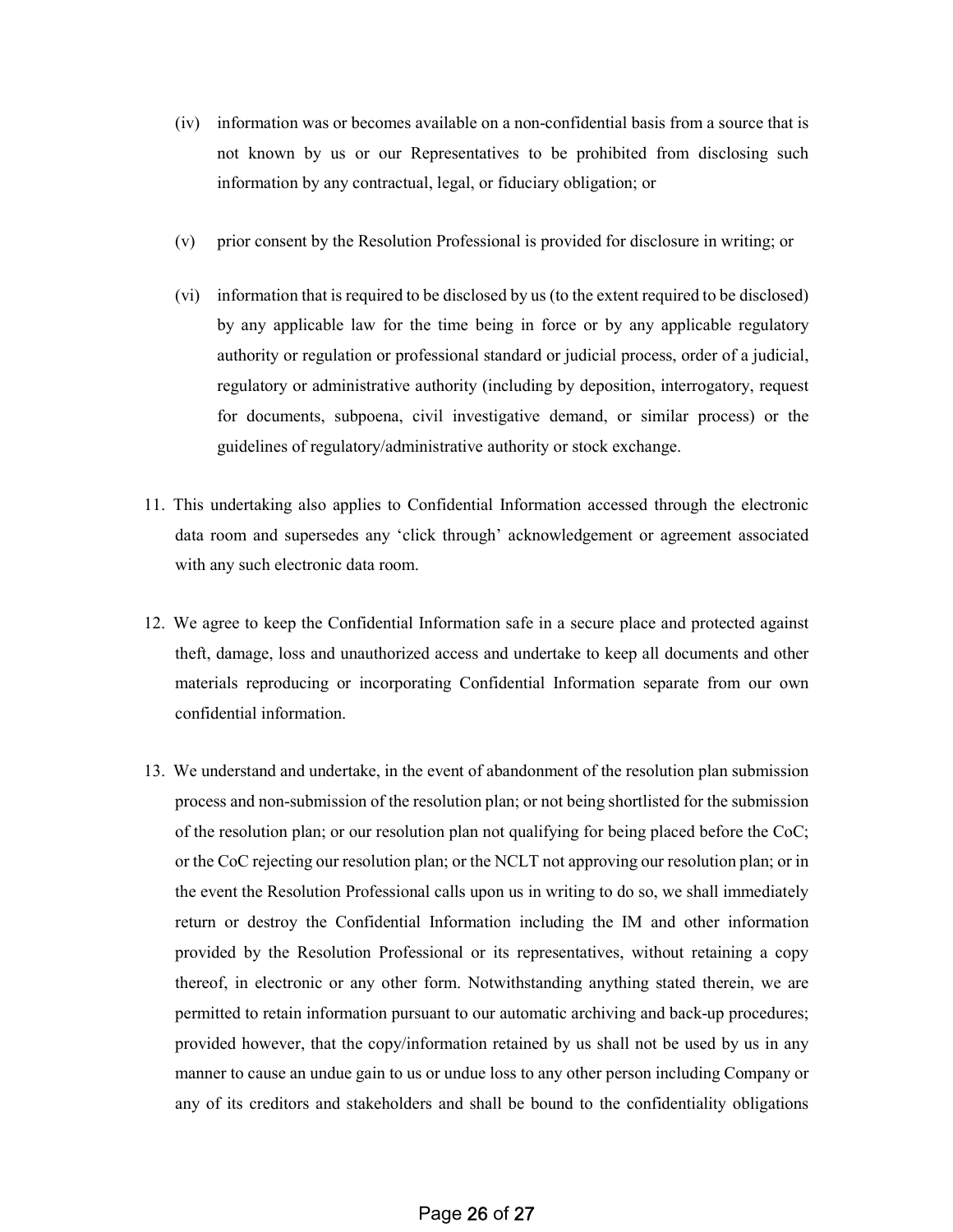(iv) information was or becomes available on a non-confidential basis from a source that is not known by us or our Representatives to be prohibited from disclosing such information by any contractual, legal, or fiduciary obligation; or

(v) prior consent by the Resolution Professional is provided for disclosure in writing; or

(vi) information that is required to be disclosed by us (to the extent required to be disclosed) by any applicable law for the time being in force or by any applicable regulatory authority or regulation or professional standard or judicial process, order of a judicial, regulatory or administrative authority (including by deposition, interrogatory, request for documents, subpoena, civil investigative demand, or similar process) or the guidelines of regulatory/administrative authority or stock exchange.

11. This undertaking also applies to Confidential Information accessed through the electronic data room and supersedes any 'click through' acknowledgement or agreement associated with any such electronic data room.

12. We agree to keep the Confidential Information safe in a secure place and protected against theft, damage, loss and unauthorized access and undertake to keep all documents and other materials reproducing or incorporating Confidential Information separate from our own confidential information.

13. We understand and undertake, in the event of abandonment of the resolution plan submission process and non-submission of the resolution plan; or not being shortlisted for the submission of the resolution plan; or our resolution plan not qualifying for being placed before the CoC; or the CoC rejecting our resolution plan; or the NCLT not approving our resolution plan; or in the event the Resolution Professional calls upon us in writing to do so, we shall immediately return or destroy the Confidential Information including the IM and other information provided by the Resolution Professional or its representatives, without retaining a copy thereof, in electronic or any other form. Notwithstanding anything stated therein, we are permitted to retain information pursuant to our automatic archiving and back-up procedures; provided however, that the copy/information retained by us shall not be used by us in any manner to cause an undue gain to us or undue loss to any other person including Company or any of its creditors and stakeholders and shall be bound to the confidentiality obligations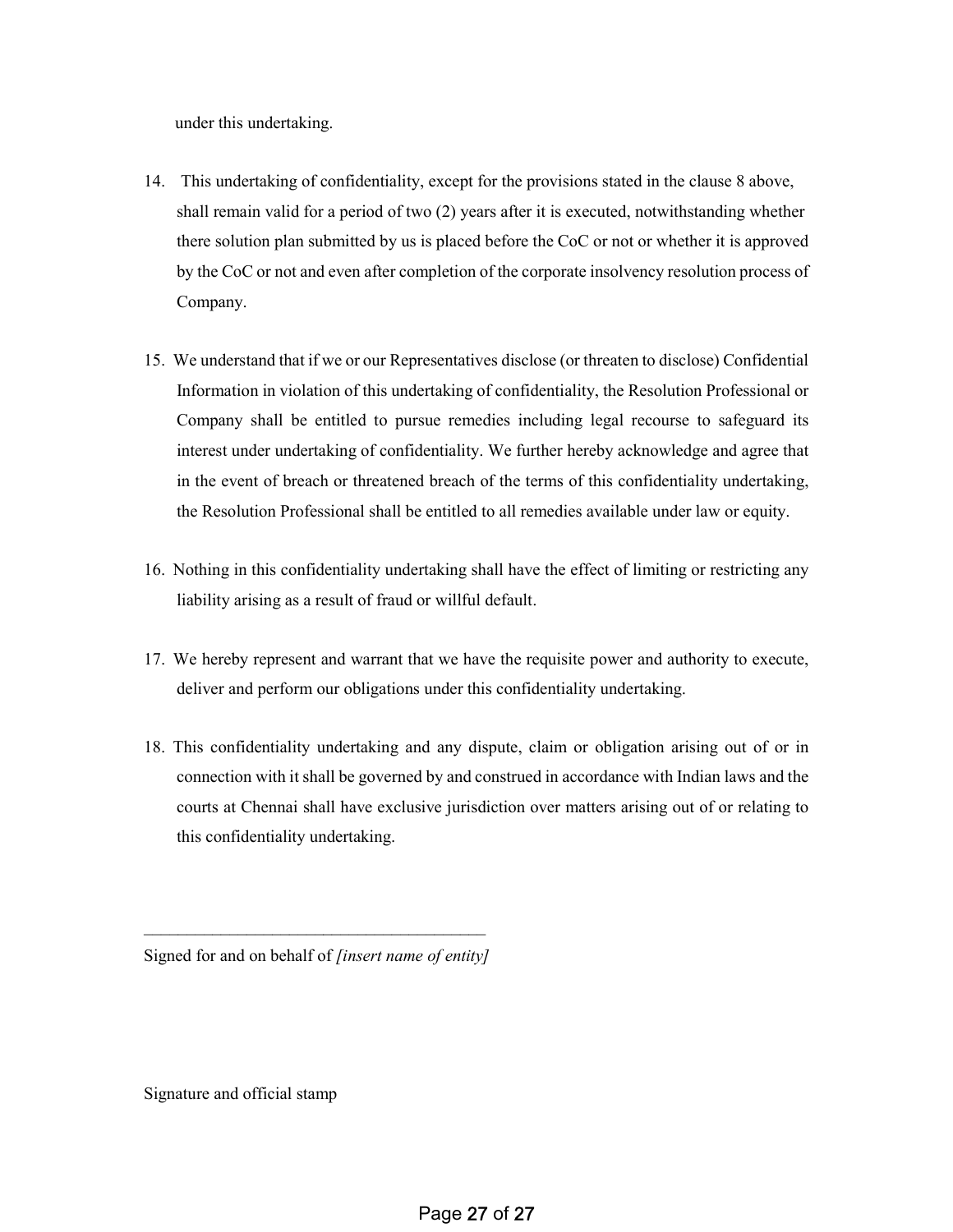under this undertaking.

14. This undertaking of confidentiality, except for the provisions stated in the clause 8 above, shall remain valid for a period of two (2) years after it is executed, notwithstanding whether there solution plan submitted by us is placed before the CoC or not or whether it is approved by the CoC or not and even after completion of the corporate insolvency resolution process of Company.

15. We understand that if we or our Representatives disclose (or threaten to disclose) Confidential Information in violation of this undertaking of confidentiality, the Resolution Professional or Company shall be entitled to pursue remedies including legal recourse to safeguard its interest under undertaking of confidentiality. We further hereby acknowledge and agree that in the event of breach or threatened breach of the terms of this confidentiality undertaking, the Resolution Professional shall be entitled to all remedies available under law or equity.

16. Nothing in this confidentiality undertaking shall have the effect of limiting or restricting any liability arising as a result of fraud or willful default.

17. We hereby represent and warrant that we have the requisite power and authority to execute, deliver and perform our obligations under this confidentiality undertaking.

18. This confidentiality undertaking and any dispute, claim or obligation arising out of or in connection with it shall be governed by and construed in accordance with Indian laws and the courts at Chennai shall have exclusive jurisdiction over matters arising out of or relating to this confidentiality undertaking.

\_\_\_\_\_\_\_\_\_\_\_\_\_\_\_\_\_\_\_\_\_\_\_\_\_\_\_\_\_\_\_\_\_\_\_\_\_\_\_\_

Signed for and on behalf of *[insert name of entity]*

Signature and official stamp